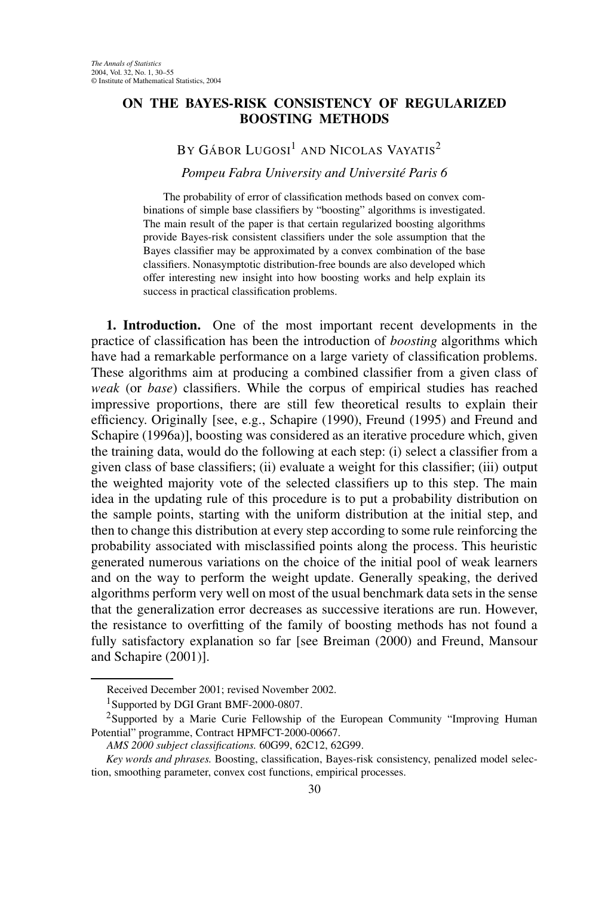# ON THE BAYES-RISK CONSISTENCY OF REGULARIZED BOOSTING METHODS

By Gábor Lugosi[1] and Nicolas Vayatis[2]

*Pompeu Fabra University and Université Paris 6*

The probability of error of classification methods based on convex combinations of simple base classifiers by "boosting" algorithms is investigated. The main result of the paper is that certain regularized boosting algorithms provide Bayes-risk consistent classifiers under the sole assumption that the Bayes classifier may be approximated by a convex combination of the base classifiers. Nonasymptotic distribution-free bounds are also developed which offer interesting new insight into how boosting works and help explain its success in practical classification problems.

**1. Introduction.** One of the most important recent developments in the practice of classification has been the introduction of *boosting* algorithms which have had a remarkable performance on a large variety of classification problems. These algorithms aim at producing a combined classifier from a given class of *weak* (or *base*) classifiers. While the corpus of empirical studies has reached impressive proportions, there are still few theoretical results to explain their efficiency. Originally [see, e.g., Schapire (1990), Freund (1995) and Freund and Schapire (1996a)], boosting was considered as an iterative procedure which, given the training data, would do the following at each step: (i) select a classifier from a given class of base classifiers; (ii) evaluate a weight for this classifier; (iii) output the weighted majority vote of the selected classifiers up to this step. The main idea in the updating rule of this procedure is to put a probability distribution on the sample points, starting with the uniform distribution at the initial step, and then to change this distribution at every step according to some rule reinforcing the probability associated with misclassified points along the process. This heuristic generated numerous variations on the choice of the initial pool of weak learners and on the way to perform the weight update. Generally speaking, the derived algorithms perform very well on most of the usual benchmark data sets in the sense that the generalization error decreases as successive iterations are run. However, the resistance to overfitting of the family of boosting methods has not found a fully satisfactory explanation so far [see Breiman (2000) and Freund, Mansour and Schapire (2001)].

---

Received December 2001; revised November 2002.

[1]Supported by DGI Grant BMF-2000-0807.

[2]Supported by a Marie Curie Fellowship of the European Community "Improving Human Potential" programme, Contract HPMFCT-2000-00667.

*AMS 2000 subject classifications.* 60G99, 62C12, 62G99.

*Key words and phrases.* Boosting, classification, Bayes-risk consistency, penalized model selection, smoothing parameter, convex cost functions, empirical processes.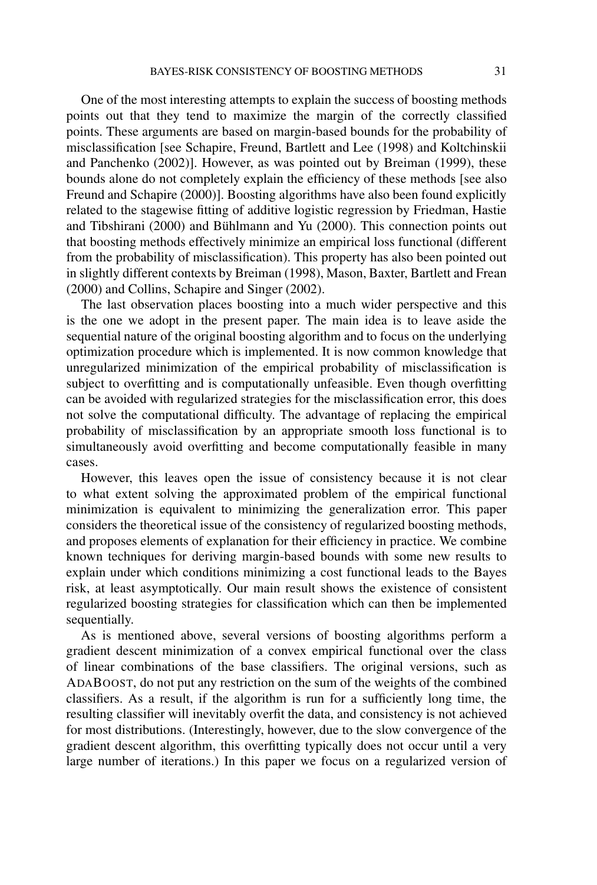One of the most interesting attempts to explain the success of boosting methods points out that they tend to maximize the margin of the correctly classified points. These arguments are based on margin-based bounds for the probability of misclassification [see Schapire, Freund, Bartlett and Lee (1998) and Koltchinskii and Panchenko (2002)]. However, as was pointed out by Breiman (1999), these bounds alone do not completely explain the efficiency of these methods [see also Freund and Schapire (2000)]. Boosting algorithms have also been found explicitly related to the stagewise fitting of additive logistic regression by Friedman, Hastie and Tibshirani (2000) and Bühlmann and Yu (2000). This connection points out that boosting methods effectively minimize an empirical loss functional (different from the probability of misclassification). This property has also been pointed out in slightly different contexts by Breiman (1998), Mason, Baxter, Bartlett and Frean (2000) and Collins, Schapire and Singer (2002).

The last observation places boosting into a much wider perspective and this is the one we adopt in the present paper. The main idea is to leave aside the sequential nature of the original boosting algorithm and to focus on the underlying optimization procedure which is implemented. It is now common knowledge that unregularized minimization of the empirical probability of misclassification is subject to overfitting and is computationally unfeasible. Even though overfitting can be avoided with regularized strategies for the misclassification error, this does not solve the computational difficulty. The advantage of replacing the empirical probability of misclassification by an appropriate smooth loss functional is to simultaneously avoid overfitting and become computationally feasible in many cases.

However, this leaves open the issue of consistency because it is not clear to what extent solving the approximated problem of the empirical functional minimization is equivalent to minimizing the generalization error. This paper considers the theoretical issue of the consistency of regularized boosting methods, and proposes elements of explanation for their efficiency in practice. We combine known techniques for deriving margin-based bounds with some new results to explain under which conditions minimizing a cost functional leads to the Bayes risk, at least asymptotically. Our main result shows the existence of consistent regularized boosting strategies for classification which can then be implemented sequentially.

As is mentioned above, several versions of boosting algorithms perform a gradient descent minimization of a convex empirical functional over the class of linear combinations of the base classifiers. The original versions, such as ADABOOST, do not put any restriction on the sum of the weights of the combined classifiers. As a result, if the algorithm is run for a sufficiently long time, the resulting classifier will inevitably overfit the data, and consistency is not achieved for most distributions. (Interestingly, however, due to the slow convergence of the gradient descent algorithm, this overfitting typically does not occur until a very large number of iterations.) In this paper we focus on a regularized version of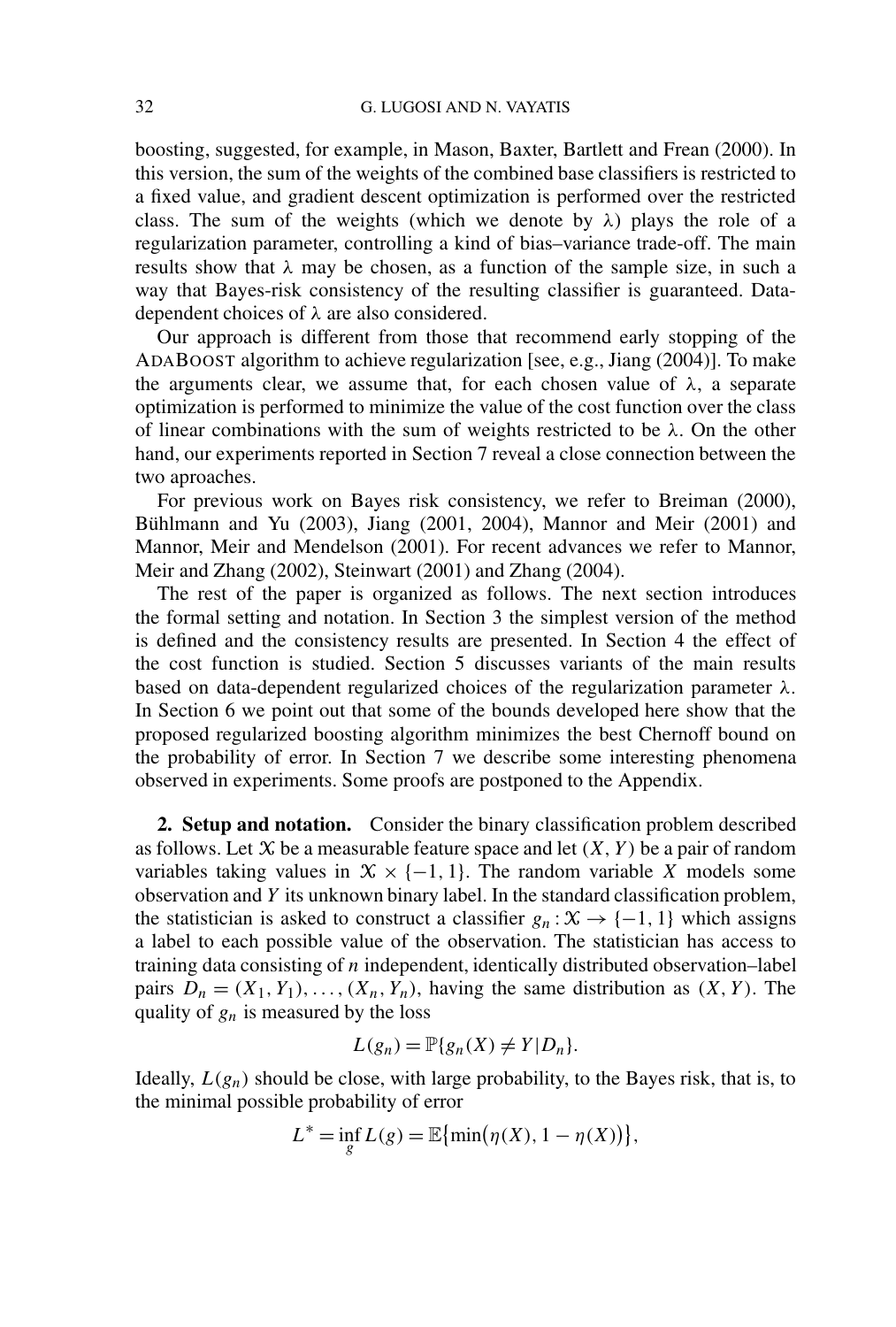boosting, suggested, for example, in Mason, Baxter, Bartlett and Frean (2000). In this version, the sum of the weights of the combined base classifiers is restricted to a fixed value, and gradient descent optimization is performed over the restricted class. The sum of the weights (which we denote by $\lambda$) plays the role of a regularization parameter, controlling a kind of bias–variance trade-off. The main results show that $\lambda$ may be chosen, as a function of the sample size, in such a way that Bayes-risk consistency of the resulting classifier is guaranteed. Data-dependent choices of $\lambda$ are also considered.

Our approach is different from those that recommend early stopping of the ADABOOST algorithm to achieve regularization [see, e.g., Jiang (2004)]. To make the arguments clear, we assume that, for each chosen value of $\lambda$, a separate optimization is performed to minimize the value of the cost function over the class of linear combinations with the sum of weights restricted to be $\lambda$. On the other hand, our experiments reported in Section 7 reveal a close connection between the two aproaches.

For previous work on Bayes risk consistency, we refer to Breiman (2000), Bühlmann and Yu (2003), Jiang (2001, 2004), Mannor and Meir (2001) and Mannor, Meir and Mendelson (2001). For recent advances we refer to Mannor, Meir and Zhang (2002), Steinwart (2001) and Zhang (2004).

The rest of the paper is organized as follows. The next section introduces the formal setting and notation. In Section 3 the simplest version of the method is defined and the consistency results are presented. In Section 4 the effect of the cost function is studied. Section 5 discusses variants of the main results based on data-dependent regularized choices of the regularization parameter $\lambda$. In Section 6 we point out that some of the bounds developed here show that the proposed regularized boosting algorithm minimizes the best Chernoff bound on the probability of error. In Section 7 we describe some interesting phenomena observed in experiments. Some proofs are postponed to the Appendix.

**2. Setup and notation.** Consider the binary classification problem described as follows. Let $\mathcal{X}$ be a measurable feature space and let $(X, Y)$ be a pair of random variables taking values in $\mathcal{X} \times \{-1, 1\}$. The random variable $X$ models some observation and $Y$ its unknown binary label. In the standard classification problem, the statistician is asked to construct a classifier $g_n : \mathcal{X} \to \{-1, 1\}$ which assigns a label to each possible value of the observation. The statistician has access to training data consisting of $n$ independent, identically distributed observation–label pairs $D_n = (X_1, Y_1), \ldots, (X_n, Y_n)$, having the same distribution as $(X, Y)$. The quality of $g_n$ is measured by the loss

$$L(g_n) = \mathbb{P}\{g_n(X) \neq Y | D_n\}.$$

Ideally, $L(g_n)$ should be close, with large probability, to the Bayes risk, that is, to the minimal possible probability of error

$$L^* = \inf_g L(g) = \mathbb{E}\{\min(\eta(X), 1 - \eta(X))\},$$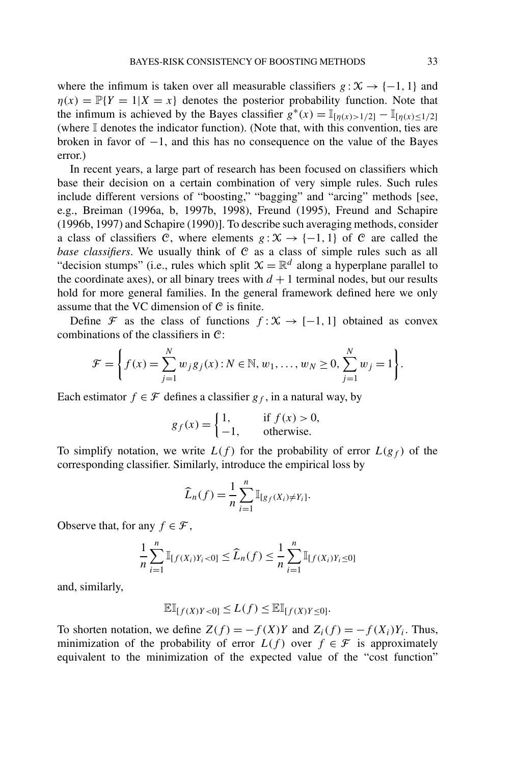where the infimum is taken over all measurable classifiers $g : \mathcal{X} \to \{-1, 1\}$ and $\eta(x) = \mathbb{P}\{Y = 1|X = x\}$ denotes the posterior probability function. Note that the infimum is achieved by the Bayes classifier $g^*(x) = \mathbb{I}_{[\eta(x)>1/2]} - \mathbb{I}_{[\eta(x)\le 1/2]}$ (where $\mathbb{I}$ denotes the indicator function). (Note that, with this convention, ties are broken in favor of $-1$, and this has no consequence on the value of the Bayes error.)

In recent years, a large part of research has been focused on classifiers which base their decision on a certain combination of very simple rules. Such rules include different versions of "boosting," "bagging" and "arcing" methods [see, e.g., Breiman (1996a, b, 1997b, 1998), Freund (1995), Freund and Schapire (1996b, 1997) and Schapire (1990)]. To describe such averaging methods, consider a class of classifiers $\mathcal{C}$, where elements $g : \mathcal{X} \to \{-1, 1\}$ of $\mathcal{C}$ are called the *base classifiers*. We usually think of $\mathcal{C}$ as a class of simple rules such as all "decision stumps" (i.e., rules which split $\mathcal{X} = \mathbb{R}^d$ along a hyperplane parallel to the coordinate axes), or all binary trees with $d + 1$ terminal nodes, but our results hold for more general families. In the general framework defined here we only assume that the VC dimension of $\mathcal{C}$ is finite.

Define $\mathcal{F}$ as the class of functions $f : \mathcal{X} \to [-1, 1]$ obtained as convex combinations of the classifiers in $\mathcal{C}$:

$$\mathcal{F} = \left\{ f(x) = \sum_{j=1}^{N} w_j g_j(x) : N \in \mathbb{N}, w_1, \ldots, w_N \ge 0, \sum_{j=1}^{N} w_j = 1 \right\}.$$

Each estimator $f \in \mathcal{F}$ defines a classifier $g_f$, in a natural way, by

$$g_f(x) = \begin{cases} 1, & \text{if } f(x) > 0, \\ -1, & \text{otherwise.} \end{cases}$$

To simplify notation, we write $L(f)$ for the probability of error $L(g_f)$ of the corresponding classifier. Similarly, introduce the empirical loss by

$$\widehat{L}_n(f) = \frac{1}{n} \sum_{i=1}^{n} \mathbb{I}_{[g_f(X_i) \ne Y_i]}.$$

Observe that, for any $f \in \mathcal{F}$,

$$\frac{1}{n} \sum_{i=1}^{n} \mathbb{I}_{[f(X_i)Y_i < 0]} \le \widehat{L}_n(f) \le \frac{1}{n} \sum_{i=1}^{n} \mathbb{I}_{[f(X_i)Y_i \le 0]}$$

and, similarly,

$$\mathbb{E}\mathbb{I}_{[f(X)Y<0]} \le L(f) \le \mathbb{E}\mathbb{I}_{[f(X)Y \le 0]}.$$

To shorten notation, we define $Z(f) = -f(X)Y$ and $Z_i(f) = -f(X_i)Y_i$. Thus, minimization of the probability of error $L(f)$ over $f \in \mathcal{F}$ is approximately equivalent to the minimization of the expected value of the "cost function"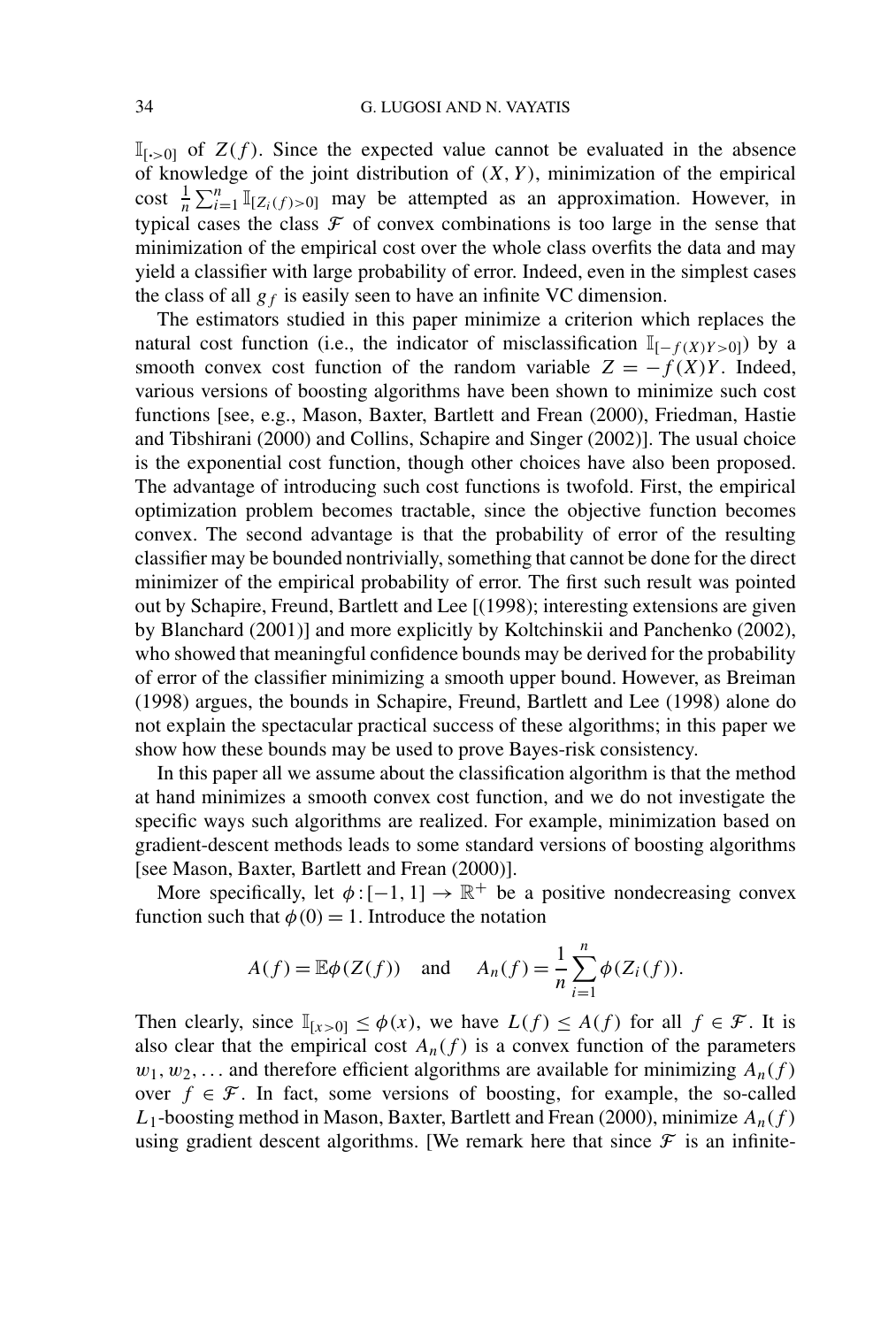$\mathbb{I}_{[\cdot>0]}$ of $Z(f)$. Since the expected value cannot be evaluated in the absence of knowledge of the joint distribution of $(X, Y)$, minimization of the empirical cost $\frac{1}{n}\sum_{i=1}^{n}\mathbb{I}_{[Z_i(f)>0]}$ may be attempted as an approximation. However, in typical cases the class $\mathcal{F}$ of convex combinations is too large in the sense that minimization of the empirical cost over the whole class overfits the data and may yield a classifier with large probability of error. Indeed, even in the simplest cases the class of all $g_f$ is easily seen to have an infinite VC dimension.

The estimators studied in this paper minimize a criterion which replaces the natural cost function (i.e., the indicator of misclassification $\mathbb{I}_{[-f(X)Y>0]}$) by a smooth convex cost function of the random variable $Z = -f(X)Y$. Indeed, various versions of boosting algorithms have been shown to minimize such cost functions [see, e.g., Mason, Baxter, Bartlett and Frean (2000), Friedman, Hastie and Tibshirani (2000) and Collins, Schapire and Singer (2002)]. The usual choice is the exponential cost function, though other choices have also been proposed. The advantage of introducing such cost functions is twofold. First, the empirical optimization problem becomes tractable, since the objective function becomes convex. The second advantage is that the probability of error of the resulting classifier may be bounded nontrivially, something that cannot be done for the direct minimizer of the empirical probability of error. The first such result was pointed out by Schapire, Freund, Bartlett and Lee [(1998); interesting extensions are given by Blanchard (2001)] and more explicitly by Koltchinskii and Panchenko (2002), who showed that meaningful confidence bounds may be derived for the probability of error of the classifier minimizing a smooth upper bound. However, as Breiman (1998) argues, the bounds in Schapire, Freund, Bartlett and Lee (1998) alone do not explain the spectacular practical success of these algorithms; in this paper we show how these bounds may be used to prove Bayes-risk consistency.

In this paper all we assume about the classification algorithm is that the method at hand minimizes a smooth convex cost function, and we do not investigate the specific ways such algorithms are realized. For example, minimization based on gradient-descent methods leads to some standard versions of boosting algorithms [see Mason, Baxter, Bartlett and Frean (2000)].

More specifically, let $\phi : [-1, 1] \to \mathbb{R}^+$ be a positive nondecreasing convex function such that $\phi(0) = 1$. Introduce the notation

$$A(f) = \mathbb{E}\phi(Z(f)) \quad \text{and} \quad A_n(f) = \frac{1}{n}\sum_{i=1}^{n}\phi(Z_i(f)).$$

Then clearly, since $\mathbb{I}_{[x>0]} \le \phi(x)$, we have $L(f) \le A(f)$ for all $f \in \mathcal{F}$. It is also clear that the empirical cost $A_n(f)$ is a convex function of the parameters $w_1, w_2, \ldots$ and therefore efficient algorithms are available for minimizing $A_n(f)$ over $f \in \mathcal{F}$. In fact, some versions of boosting, for example, the so-called $L_1$-boosting method in Mason, Baxter, Bartlett and Frean (2000), minimize $A_n(f)$ using gradient descent algorithms. [We remark here that since $\mathcal{F}$ is an infinite-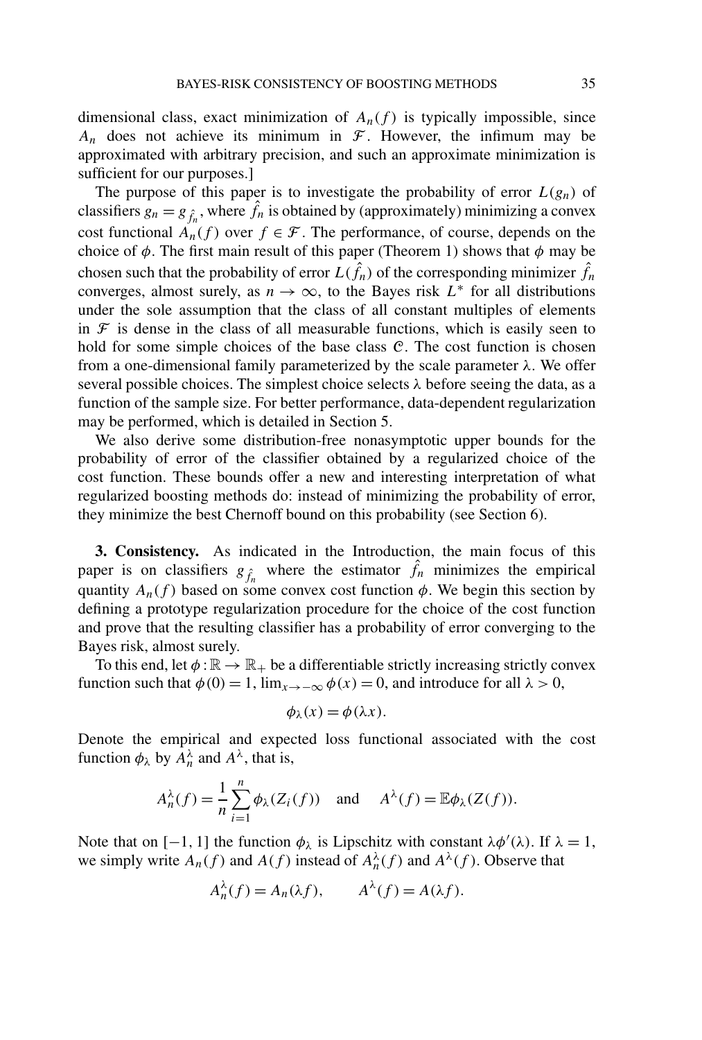dimensional class, exact minimization of $A_n(f)$ is typically impossible, since $A_n$ does not achieve its minimum in $\mathcal{F}$. However, the infimum may be approximated with arbitrary precision, and such an approximate minimization is sufficient for our purposes.]

The purpose of this paper is to investigate the probability of error $L(g_n)$ of classifiers $g_n = g_{\hat{f}_n}$, where $\hat{f}_n$ is obtained by (approximately) minimizing a convex cost functional $A_n(f)$ over $f \in \mathcal{F}$. The performance, of course, depends on the choice of $\phi$. The first main result of this paper (Theorem 1) shows that $\phi$ may be chosen such that the probability of error $L(\hat{f}_n)$ of the corresponding minimizer $\hat{f}_n$ converges, almost surely, as $n \to \infty$, to the Bayes risk $L^*$ for all distributions under the sole assumption that the class of all constant multiples of elements in $\mathcal{F}$ is dense in the class of all measurable functions, which is easily seen to hold for some simple choices of the base class $\mathcal{C}$. The cost function is chosen from a one-dimensional family parameterized by the scale parameter $\lambda$. We offer several possible choices. The simplest choice selects $\lambda$ before seeing the data, as a function of the sample size. For better performance, data-dependent regularization may be performed, which is detailed in Section 5.

We also derive some distribution-free nonasymptotic upper bounds for the probability of error of the classifier obtained by a regularized choice of the cost function. These bounds offer a new and interesting interpretation of what regularized boosting methods do: instead of minimizing the probability of error, they minimize the best Chernoff bound on this probability (see Section 6).

## 3. Consistency.

As indicated in the Introduction, the main focus of this paper is on classifiers $g_{\hat{f}_n}$ where the estimator $\hat{f}_n$ minimizes the empirical quantity $A_n(f)$ based on some convex cost function $\phi$. We begin this section by defining a prototype regularization procedure for the choice of the cost function and prove that the resulting classifier has a probability of error converging to the Bayes risk, almost surely.

To this end, let $\phi : \mathbb{R} \to \mathbb{R}_+$ be a differentiable strictly increasing strictly convex function such that $\phi(0) = 1$, $\lim_{x \to -\infty} \phi(x) = 0$, and introduce for all $\lambda > 0$,

$$\phi_\lambda(x) = \phi(\lambda x).$$

Denote the empirical and expected loss functional associated with the cost function $\phi_\lambda$ by $A_n^\lambda$ and $A^\lambda$, that is,

$$A_n^\lambda(f) = \frac{1}{n} \sum_{i=1}^{n} \phi_\lambda(Z_i(f)) \quad \text{and} \quad A^\lambda(f) = \mathbb{E}\phi_\lambda(Z(f)).$$

Note that on $[-1, 1]$ the function $\phi_\lambda$ is Lipschitz with constant $\lambda\phi'(\lambda)$. If $\lambda = 1$, we simply write $A_n(f)$ and $A(f)$ instead of $A_n^\lambda(f)$ and $A^\lambda(f)$. Observe that

$$A_n^\lambda(f) = A_n(\lambda f), \qquad A^\lambda(f) = A(\lambda f).$$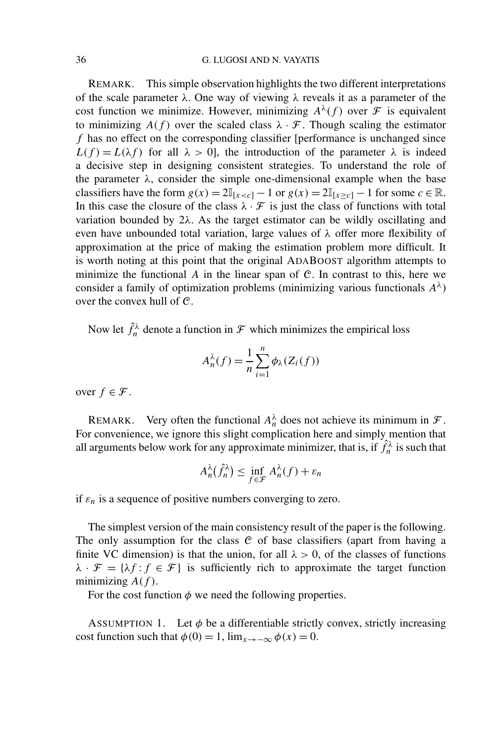REMARK. This simple observation highlights the two different interpretations of the scale parameter $\lambda$. One way of viewing $\lambda$ reveals it as a parameter of the cost function we minimize. However, minimizing $A^\lambda(f)$ over $\mathcal{F}$ is equivalent to minimizing $A(f)$ over the scaled class $\lambda \cdot \mathcal{F}$. Though scaling the estimator $f$ has no effect on the corresponding classifier [performance is unchanged since $L(f) = L(\lambda f)$ for all $\lambda > 0$], the introduction of the parameter $\lambda$ is indeed a decisive step in designing consistent strategies. To understand the role of the parameter $\lambda$, consider the simple one-dimensional example when the base classifiers have the form $g(x) = 2\mathbb{I}_{[x<c]} - 1$ or $g(x) = 2\mathbb{I}_{[x \geq c]} - 1$ for some $c \in \mathbb{R}$. In this case the closure of the class $\lambda \cdot \mathcal{F}$ is just the class of functions with total variation bounded by $2\lambda$. As the target estimator can be wildly oscillating and even have unbounded total variation, large values of $\lambda$ offer more flexibility of approximation at the price of making the estimation problem more difficult. It is worth noting at this point that the original ADABOOST algorithm attempts to minimize the functional $A$ in the linear span of $\mathcal{C}$. In contrast to this, here we consider a family of optimization problems (minimizing various functionals $A^\lambda$) over the convex hull of $\mathcal{C}$.

Now let $\hat{f}_n^\lambda$ denote a function in $\mathcal{F}$ which minimizes the empirical loss

$$A_n^\lambda(f) = \frac{1}{n} \sum_{i=1}^{n} \phi_\lambda(Z_i(f))$$

over $f \in \mathcal{F}$.

REMARK. Very often the functional $A_n^\lambda$ does not achieve its minimum in $\mathcal{F}$. For convenience, we ignore this slight complication here and simply mention that all arguments below work for any approximate minimizer, that is, if $\hat{f}_n^\lambda$ is such that

$$A_n^\lambda(\hat{f}_n^\lambda) \leq \inf_{f \in \mathcal{F}} A_n^\lambda(f) + \varepsilon_n$$

if $\varepsilon_n$ is a sequence of positive numbers converging to zero.

The simplest version of the main consistency result of the paper is the following. The only assumption for the class $\mathcal{C}$ of base classifiers (apart from having a finite VC dimension) is that the union, for all $\lambda > 0$, of the classes of functions $\lambda \cdot \mathcal{F} = \{\lambda f : f \in \mathcal{F}\}$ is sufficiently rich to approximate the target function minimizing $A(f)$.

For the cost function $\phi$ we need the following properties.

ASSUMPTION 1. Let $\phi$ be a differentiable strictly convex, strictly increasing cost function such that $\phi(0) = 1$, $\lim_{x \to -\infty} \phi(x) = 0$.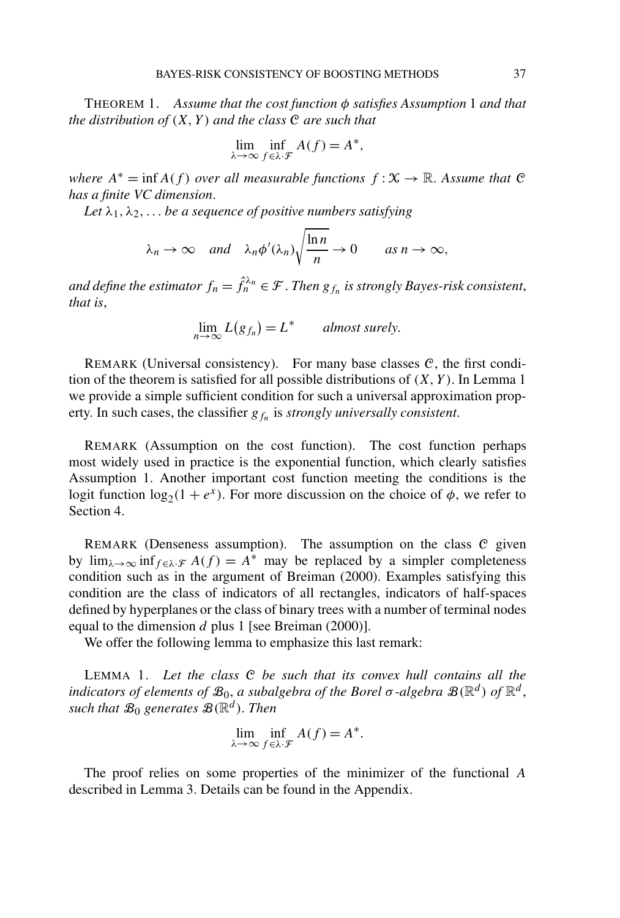THEOREM 1. *Assume that the cost function $\phi$ satisfies Assumption* 1 *and that the distribution of* $(X, Y)$ *and the class* $\mathcal{C}$ *are such that*

$$\lim_{\lambda\to\infty} \inf_{f\in\lambda\cdot\mathcal{F}} A(f) = A^*,$$

*where* $A^* = \inf A(f)$ *over all measurable functions* $f : \mathcal{X} \to \mathbb{R}$. *Assume that* $\mathcal{C}$ *has a finite VC dimension*.

*Let* $\lambda_1, \lambda_2, \dots$ *be a sequence of positive numbers satisfying*

$$\lambda_n \to \infty \quad \text{and} \quad \lambda_n \phi'(\lambda_n)\sqrt{\frac{\ln n}{n}} \to 0 \qquad \text{as } n \to \infty,$$

*and define the estimator* $f_n = \hat{f}_n^{\lambda_n} \in \mathcal{F}$. *Then* $g_{f_n}$ *is strongly Bayes-risk consistent, that is*,

$$\lim_{n\to\infty} L(g_{f_n}) = L^* \qquad \text{almost surely.}$$

REMARK (Universal consistency). For many base classes $\mathcal{C}$, the first condition of the theorem is satisfied for all possible distributions of $(X, Y)$. In Lemma 1 we provide a simple sufficient condition for such a universal approximation property. In such cases, the classifier $g_{f_n}$ is *strongly universally consistent*.

REMARK (Assumption on the cost function). The cost function perhaps most widely used in practice is the exponential function, which clearly satisfies Assumption 1. Another important cost function meeting the conditions is the logit function $\log_2(1 + e^x)$. For more discussion on the choice of $\phi$, we refer to Section 4.

REMARK (Denseness assumption). The assumption on the class $\mathcal{C}$ given by $\lim_{\lambda\to\infty} \inf_{f\in\lambda\cdot\mathcal{F}} A(f) = A^*$ may be replaced by a simpler completeness condition such as in the argument of Breiman (2000). Examples satisfying this condition are the class of indicators of all rectangles, indicators of half-spaces defined by hyperplanes or the class of binary trees with a number of terminal nodes equal to the dimension $d$ plus 1 [see Breiman (2000)].

We offer the following lemma to emphasize this last remark:

LEMMA 1. *Let the class* $\mathcal{C}$ *be such that its convex hull contains all the indicators of elements of* $\mathcal{B}_0$, *a subalgebra of the Borel* $\sigma$*-algebra* $\mathcal{B}(\mathbb{R}^d)$ *of* $\mathbb{R}^d$, *such that* $\mathcal{B}_0$ *generates* $\mathcal{B}(\mathbb{R}^d)$. *Then*

$$\lim_{\lambda\to\infty} \inf_{f\in\lambda\cdot\mathcal{F}} A(f) = A^*.$$

The proof relies on some properties of the minimizer of the functional $A$ described in Lemma 3. Details can be found in the Appendix.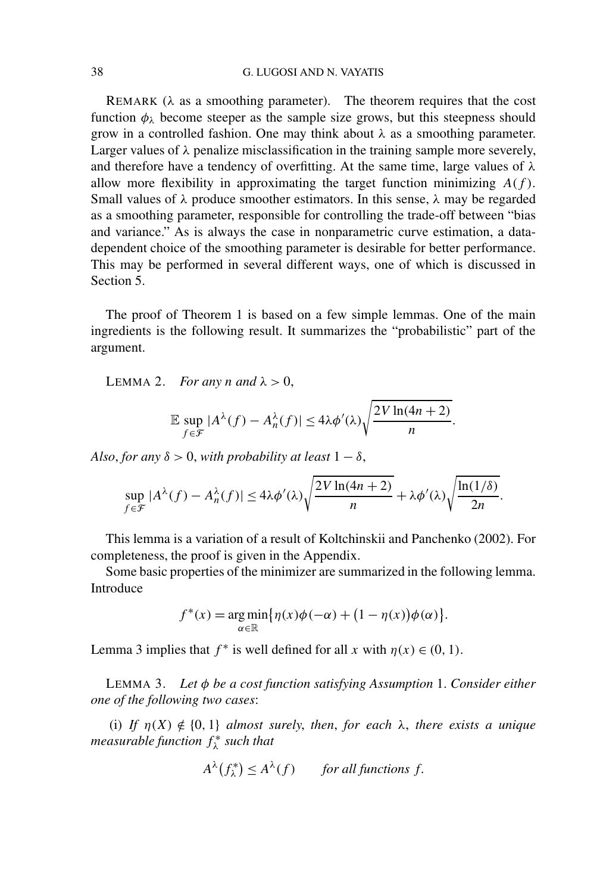REMARK ($\lambda$ as a smoothing parameter). The theorem requires that the cost function $\phi_\lambda$ become steeper as the sample size grows, but this steepness should grow in a controlled fashion. One may think about $\lambda$ as a smoothing parameter. Larger values of $\lambda$ penalize misclassification in the training sample more severely, and therefore have a tendency of overfitting. At the same time, large values of $\lambda$ allow more flexibility in approximating the target function minimizing $A(f)$. Small values of $\lambda$ produce smoother estimators. In this sense, $\lambda$ may be regarded as a smoothing parameter, responsible for controlling the trade-off between "bias and variance." As is always the case in nonparametric curve estimation, a data-dependent choice of the smoothing parameter is desirable for better performance. This may be performed in several different ways, one of which is discussed in Section 5.

The proof of Theorem 1 is based on a few simple lemmas. One of the main ingredients is the following result. It summarizes the "probabilistic" part of the argument.

LEMMA 2. *For any $n$ and $\lambda > 0$,*

$$\mathbb{E} \sup_{f \in \mathcal{F}} |A^\lambda(f) - A_n^\lambda(f)| \leq 4\lambda\phi'(\lambda)\sqrt{\frac{2V\ln(4n+2)}{n}}.$$

*Also, for any $\delta > 0$, with probability at least $1 - \delta$,*

$$\sup_{f \in \mathcal{F}} |A^\lambda(f) - A_n^\lambda(f)| \leq 4\lambda\phi'(\lambda)\sqrt{\frac{2V\ln(4n+2)}{n}} + \lambda\phi'(\lambda)\sqrt{\frac{\ln(1/\delta)}{2n}}.$$

This lemma is a variation of a result of Koltchinskii and Panchenko (2002). For completeness, the proof is given in the Appendix.

Some basic properties of the minimizer are summarized in the following lemma. Introduce

$$f^*(x) = \underset{\alpha \in \mathbb{R}}{\arg\min}\{\eta(x)\phi(-\alpha) + (1 - \eta(x))\phi(\alpha)\}.$$

Lemma 3 implies that $f^*$ is well defined for all $x$ with $\eta(x) \in (0, 1)$.

LEMMA 3. *Let $\phi$ be a cost function satisfying Assumption 1. Consider either one of the following two cases*:

(i) *If $\eta(X) \notin \{0, 1\}$ almost surely, then, for each $\lambda$, there exists a unique measurable function $f_\lambda^*$ such that*

$$A^\lambda(f_\lambda^*) \leq A^\lambda(f) \qquad \textit{for all functions } f.$$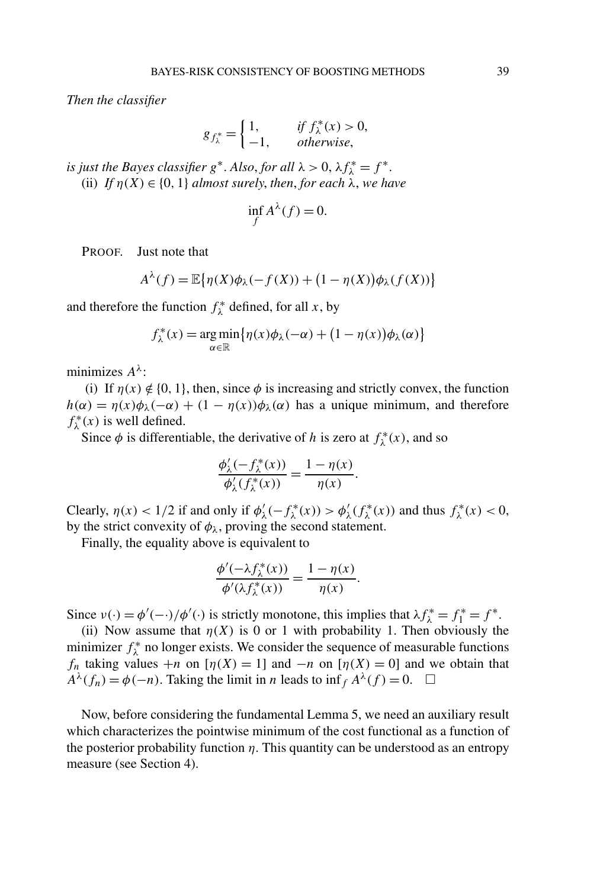*Then the classifier*

$$g_{f_\lambda^*} = \begin{cases} 1, & \textit{if } f_\lambda^*(x) > 0, \\ -1, & \textit{otherwise}, \end{cases}$$

*is just the Bayes classifier* $g^*$. *Also, for all* $\lambda > 0$, $\lambda f_\lambda^* = f^*$.

(ii) *If* $\eta(X) \in \{0, 1\}$ *almost surely, then, for each* $\lambda$, *we have*

$$\inf_f A^\lambda(f) = 0.$$

PROOF. Just note that

$$A^\lambda(f) = \mathbb{E}\{\eta(X)\phi_\lambda(-f(X)) + (1 - \eta(X))\phi_\lambda(f(X))\}$$

and therefore the function $f_\lambda^*$ defined, for all $x$, by

$$f_\lambda^*(x) = \operatorname*{arg\,min}_{\alpha \in \mathbb{R}} \{\eta(x)\phi_\lambda(-\alpha) + (1 - \eta(x))\phi_\lambda(\alpha)\}$$

minimizes $A^\lambda$:

(i) If $\eta(x) \notin \{0, 1\}$, then, since $\phi$ is increasing and strictly convex, the function $h(\alpha) = \eta(x)\phi_\lambda(-\alpha) + (1 - \eta(x))\phi_\lambda(\alpha)$ has a unique minimum, and therefore $f_\lambda^*(x)$ is well defined.

Since $\phi$ is differentiable, the derivative of $h$ is zero at $f_\lambda^*(x)$, and so

$$\frac{\phi_\lambda'(-f_\lambda^*(x))}{\phi_\lambda'(f_\lambda^*(x))} = \frac{1 - \eta(x)}{\eta(x)}.$$

Clearly, $\eta(x) < 1/2$ if and only if $\phi_\lambda'(-f_\lambda^*(x)) > \phi_\lambda'(f_\lambda^*(x))$ and thus $f_\lambda^*(x) < 0$, by the strict convexity of $\phi_\lambda$, proving the second statement.

Finally, the equality above is equivalent to

$$\frac{\phi'(-\lambda f_\lambda^*(x))}{\phi'(\lambda f_\lambda^*(x))} = \frac{1 - \eta(x)}{\eta(x)}.$$

Since $\nu(\cdot) = \phi'(-\cdot)/\phi'(\cdot)$ is strictly monotone, this implies that $\lambda f_\lambda^* = f_1^* = f^*$.

(ii) Now assume that $\eta(X)$ is 0 or 1 with probability 1. Then obviously the minimizer $f_\lambda^*$ no longer exists. We consider the sequence of measurable functions $f_n$ taking values $+n$ on $[\eta(X) = 1]$ and $-n$ on $[\eta(X) = 0]$ and we obtain that $A^\lambda(f_n) = \phi(-n)$. Taking the limit in $n$ leads to $\inf_f A^\lambda(f) = 0$. $\square$

Now, before considering the fundamental Lemma 5, we need an auxiliary result which characterizes the pointwise minimum of the cost functional as a function of the posterior probability function $\eta$. This quantity can be understood as an entropy measure (see Section 4).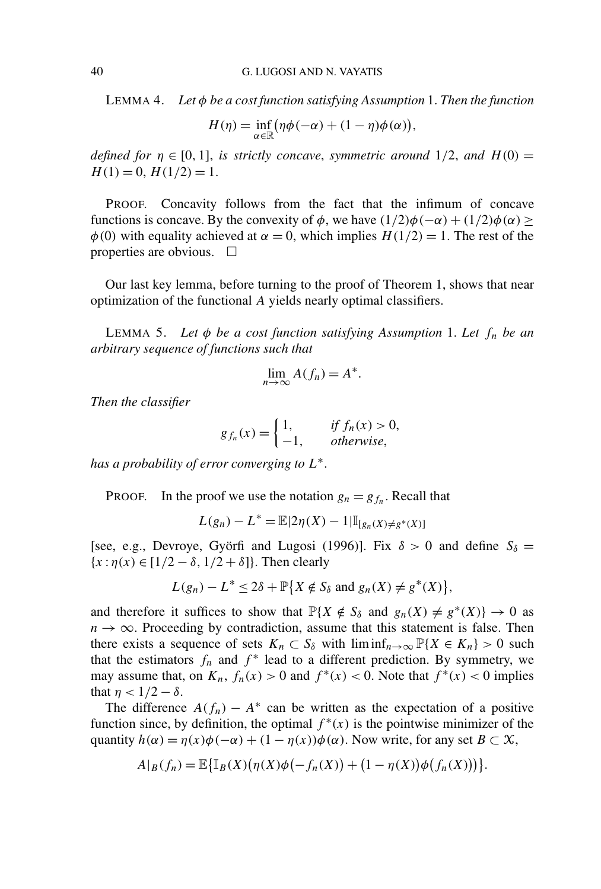LEMMA 4. *Let $\phi$ be a cost function satisfying Assumption* 1. *Then the function*

$$H(\eta) = \inf_{\alpha \in \mathbb{R}} \big(\eta\phi(-\alpha) + (1-\eta)\phi(\alpha)\big),$$

*defined for $\eta \in [0,1]$, is strictly concave, symmetric around* $1/2$, *and* $H(0) = H(1) = 0$, $H(1/2) = 1$.

PROOF. Concavity follows from the fact that the infimum of concave functions is concave. By the convexity of $\phi$, we have $(1/2)\phi(-\alpha) + (1/2)\phi(\alpha) \geq \phi(0)$ with equality achieved at $\alpha = 0$, which implies $H(1/2) = 1$. The rest of the properties are obvious. □

Our last key lemma, before turning to the proof of Theorem 1, shows that near optimization of the functional $A$ yields nearly optimal classifiers.

LEMMA 5. *Let $\phi$ be a cost function satisfying Assumption* 1. *Let $f_n$ be an arbitrary sequence of functions such that*

$$\lim_{n\to\infty} A(f_n) = A^*.$$

*Then the classifier*

$$g_{f_n}(x) = \begin{cases} 1, & \text{if } f_n(x) > 0, \\ -1, & \text{otherwise}, \end{cases}$$

*has a probability of error converging to $L^*$.*

PROOF. In the proof we use the notation $g_n = g_{f_n}$. Recall that

$$L(g_n) - L^* = \mathbb{E}|2\eta(X) - 1|\mathbb{I}_{[g_n(X) \neq g^*(X)]}$$

[see, e.g., Devroye, Györfi and Lugosi (1996)]. Fix $\delta > 0$ and define $S_\delta = \{x : \eta(x) \in [1/2 - \delta, 1/2 + \delta]\}$. Then clearly

$$L(g_n) - L^* \leq 2\delta + \mathbb{P}\{X \notin S_\delta \text{ and } g_n(X) \neq g^*(X)\},$$

and therefore it suffices to show that $\mathbb{P}\{X \notin S_\delta \text{ and } g_n(X) \neq g^*(X)\} \to 0$ as $n \to \infty$. Proceeding by contradiction, assume that this statement is false. Then there exists a sequence of sets $K_n \subset S_\delta$ with $\liminf_{n\to\infty} \mathbb{P}\{X \in K_n\} > 0$ such that the estimators $f_n$ and $f^*$ lead to a different prediction. By symmetry, we may assume that, on $K_n$, $f_n(x) > 0$ and $f^*(x) < 0$. Note that $f^*(x) < 0$ implies that $\eta < 1/2 - \delta$.

The difference $A(f_n) - A^*$ can be written as the expectation of a positive function since, by definition, the optimal $f^*(x)$ is the pointwise minimizer of the quantity $h(\alpha) = \eta(x)\phi(-\alpha) + (1-\eta(x))\phi(\alpha)$. Now write, for any set $B \subset \mathcal{X}$,

$$A|_B(f_n) = \mathbb{E}\{\mathbb{I}_B(X)\big(\eta(X)\phi\big(-f_n(X)\big) + \big(1-\eta(X)\big)\phi\big(f_n(X)\big)\big)\}.$$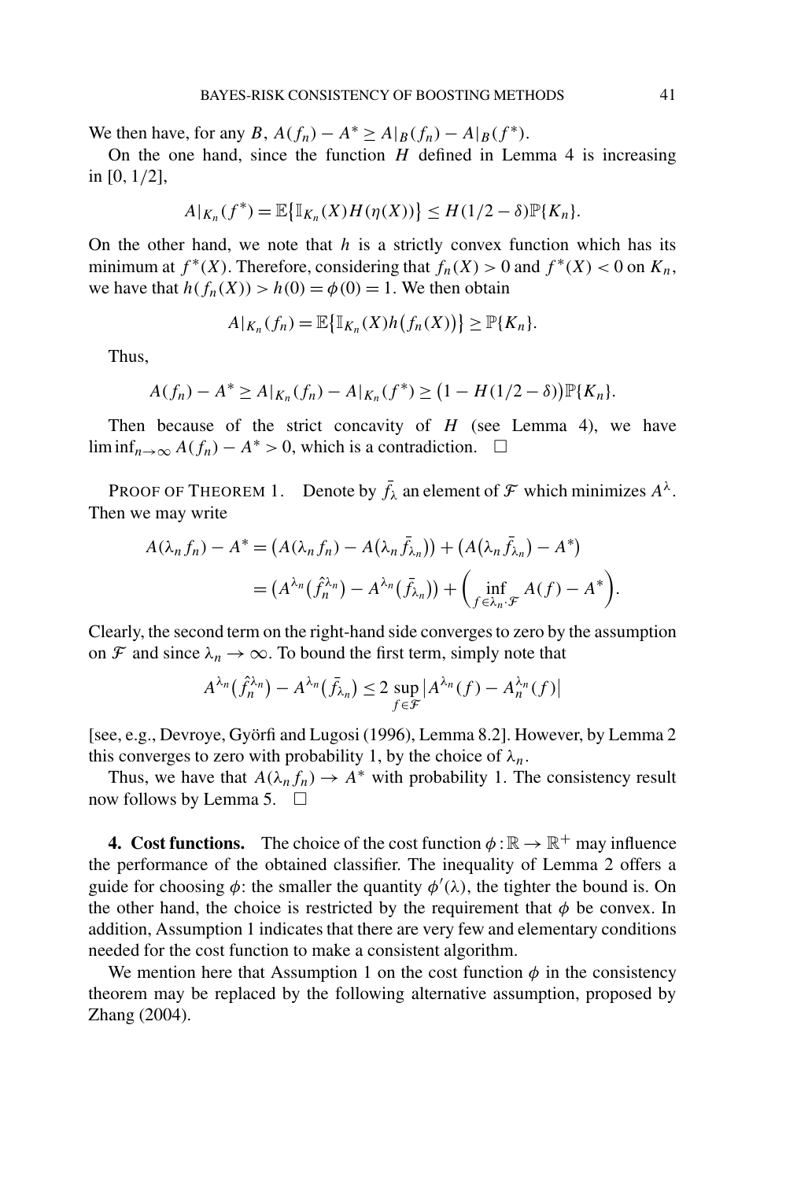We then have, for any $B$, $A(f_n) - A^* \geq A|_B(f_n) - A|_B(f^*)$.

On the one hand, since the function $H$ defined in Lemma 4 is increasing in $[0, 1/2]$,

$$A|_{K_n}(f^*) = \mathbb{E}\{\mathbb{I}_{K_n}(X) H(\eta(X))\} \leq H(1/2 - \delta)\mathbb{P}\{K_n\}.$$

On the other hand, we note that $h$ is a strictly convex function which has its minimum at $f^*(X)$. Therefore, considering that $f_n(X) > 0$ and $f^*(X) < 0$ on $K_n$, we have that $h(f_n(X)) > h(0) = \phi(0) = 1$. We then obtain

$$A|_{K_n}(f_n) = \mathbb{E}\{\mathbb{I}_{K_n}(X) h(f_n(X))\} \geq \mathbb{P}\{K_n\}.$$

Thus,

$$A(f_n) - A^* \geq A|_{K_n}(f_n) - A|_{K_n}(f^*) \geq (1 - H(1/2 - \delta))\mathbb{P}\{K_n\}.$$

Then because of the strict concavity of $H$ (see Lemma 4), we have $\liminf_{n\to\infty} A(f_n) - A^* > 0$, which is a contradiction. $\square$

PROOF OF THEOREM 1. Denote by $\bar{f}_\lambda$ an element of $\mathcal{F}$ which minimizes $A^\lambda$. Then we may write

$$\begin{aligned} A(\lambda_n f_n) - A^* &= (A(\lambda_n f_n) - A(\lambda_n \bar{f}_{\lambda_n})) + (A(\lambda_n \bar{f}_{\lambda_n}) - A^*) \\ &= (A^{\lambda_n}(\hat{f}_n^{\lambda_n}) - A^{\lambda_n}(\bar{f}_{\lambda_n})) + \left(\inf_{f \in \lambda_n \cdot \mathcal{F}} A(f) - A^*\right). \end{aligned}$$

Clearly, the second term on the right-hand side converges to zero by the assumption on $\mathcal{F}$ and since $\lambda_n \to \infty$. To bound the first term, simply note that

$$A^{\lambda_n}(\hat{f}_n^{\lambda_n}) - A^{\lambda_n}(\bar{f}_{\lambda_n}) \leq 2 \sup_{f \in \mathcal{F}} |A^{\lambda_n}(f) - A_n^{\lambda_n}(f)|$$

[see, e.g., Devroye, Györfi and Lugosi (1996), Lemma 8.2]. However, by Lemma 2 this converges to zero with probability 1, by the choice of $\lambda_n$.

Thus, we have that $A(\lambda_n f_n) \to A^*$ with probability 1. The consistency result now follows by Lemma 5. $\square$

**4. Cost functions.** The choice of the cost function $\phi : \mathbb{R} \to \mathbb{R}^+$ may influence the performance of the obtained classifier. The inequality of Lemma 2 offers a guide for choosing $\phi$: the smaller the quantity $\phi'(\lambda)$, the tighter the bound is. On the other hand, the choice is restricted by the requirement that $\phi$ be convex. In addition, Assumption 1 indicates that there are very few and elementary conditions needed for the cost function to make a consistent algorithm.

We mention here that Assumption 1 on the cost function $\phi$ in the consistency theorem may be replaced by the following alternative assumption, proposed by Zhang (2004).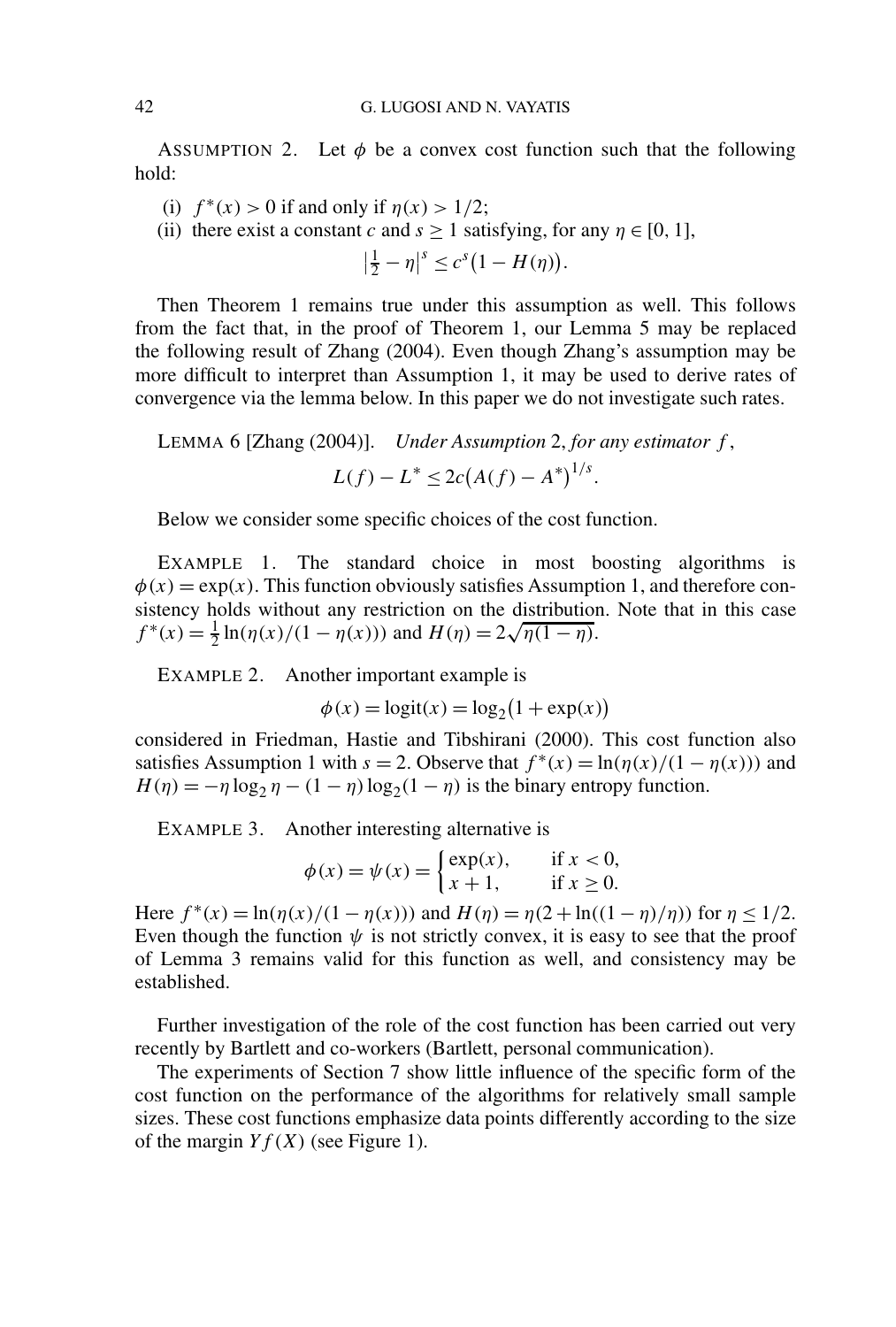ASSUMPTION 2. Let $\phi$ be a convex cost function such that the following hold:

(i) $f^*(x) > 0$ if and only if $\eta(x) > 1/2$;

(ii) there exist a constant $c$ and $s \geq 1$ satisfying, for any $\eta \in [0, 1]$,

$$\left|\tfrac{1}{2} - \eta\right|^s \leq c^s\bigl(1 - H(\eta)\bigr).$$

Then Theorem 1 remains true under this assumption as well. This follows from the fact that, in the proof of Theorem 1, our Lemma 5 may be replaced the following result of Zhang (2004). Even though Zhang's assumption may be more difficult to interpret than Assumption 1, it may be used to derive rates of convergence via the lemma below. In this paper we do not investigate such rates.

LEMMA 6 [Zhang (2004)]. *Under Assumption* 2, *for any estimator* $f$,

$$L(f) - L^* \leq 2c\bigl(A(f) - A^*\bigr)^{1/s}.$$

Below we consider some specific choices of the cost function.

EXAMPLE 1. The standard choice in most boosting algorithms is $\phi(x) = \exp(x)$. This function obviously satisfies Assumption 1, and therefore consistency holds without any restriction on the distribution. Note that in this case $f^*(x) = \frac{1}{2}\ln(\eta(x)/(1 - \eta(x)))$ and $H(\eta) = 2\sqrt{\eta(1 - \eta)}$.

EXAMPLE 2. Another important example is

$$\phi(x) = \operatorname{logit}(x) = \log_2\bigl(1 + \exp(x)\bigr)$$

considered in Friedman, Hastie and Tibshirani (2000). This cost function also satisfies Assumption 1 with $s = 2$. Observe that $f^*(x) = \ln(\eta(x)/(1 - \eta(x)))$ and $H(\eta) = -\eta\log_2\eta - (1 - \eta)\log_2(1 - \eta)$ is the binary entropy function.

EXAMPLE 3. Another interesting alternative is

$$\phi(x) = \psi(x) = \begin{cases} \exp(x), & \text{if } x < 0, \\ x + 1, & \text{if } x \geq 0. \end{cases}$$

Here $f^*(x) = \ln(\eta(x)/(1 - \eta(x)))$ and $H(\eta) = \eta(2 + \ln((1 - \eta)/\eta))$ for $\eta \leq 1/2$. Even though the function $\psi$ is not strictly convex, it is easy to see that the proof of Lemma 3 remains valid for this function as well, and consistency may be established.

Further investigation of the role of the cost function has been carried out very recently by Bartlett and co-workers (Bartlett, personal communication).

The experiments of Section 7 show little influence of the specific form of the cost function on the performance of the algorithms for relatively small sample sizes. These cost functions emphasize data points differently according to the size of the margin $Yf(X)$ (see Figure 1).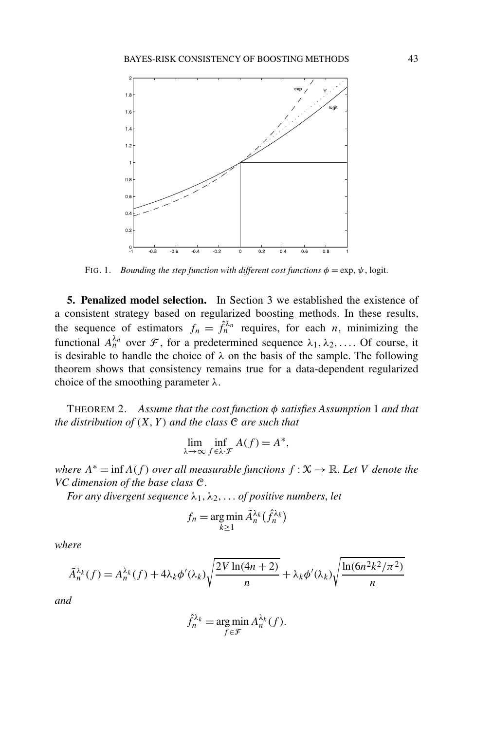FIG. 1. *Bounding the step function with different cost functions $\phi = \exp, \psi$, logit.*

**5. Penalized model selection.** In Section 3 we established the existence of a consistent strategy based on regularized boosting methods. In these results, the sequence of estimators $f_n = \hat{f}_n^{\lambda_n}$ requires, for each $n$, minimizing the functional $A_n^{\lambda_n}$ over $\mathcal{F}$, for a predetermined sequence $\lambda_1, \lambda_2, \ldots$. Of course, it is desirable to handle the choice of $\lambda$ on the basis of the sample. The following theorem shows that consistency remains true for a data-dependent regularized choice of the smoothing parameter $\lambda$.

THEOREM 2. *Assume that the cost function $\phi$ satisfies Assumption* 1 *and that the distribution of $(X, Y)$ and the class $\mathcal{C}$ are such that*

$$\lim_{\lambda \to \infty} \inf_{f \in \lambda \cdot \mathcal{F}} A(f) = A^*,$$

*where $A^* = \inf A(f)$ over all measurable functions $f : \mathcal{X} \to \mathbb{R}$. Let $V$ denote the VC dimension of the base class $\mathcal{C}$.*

*For any divergent sequence $\lambda_1, \lambda_2, \ldots$ of positive numbers, let*

$$f_n = \operatorname*{arg\,min}_{k \geq 1} \tilde{A}_n^{\lambda_k}\big(\hat{f}_n^{\lambda_k}\big)$$

*where*

$$\tilde{A}_n^{\lambda_k}(f) = A_n^{\lambda_k}(f) + 4\lambda_k \phi'(\lambda_k)\sqrt{\frac{2V \ln(4n+2)}{n}} + \lambda_k \phi'(\lambda_k)\sqrt{\frac{\ln(6n^2k^2/\pi^2)}{n}}$$

*and*

$$\hat{f}_n^{\lambda_k} = \operatorname*{arg\,min}_{f \in \mathcal{F}} A_n^{\lambda_k}(f).$$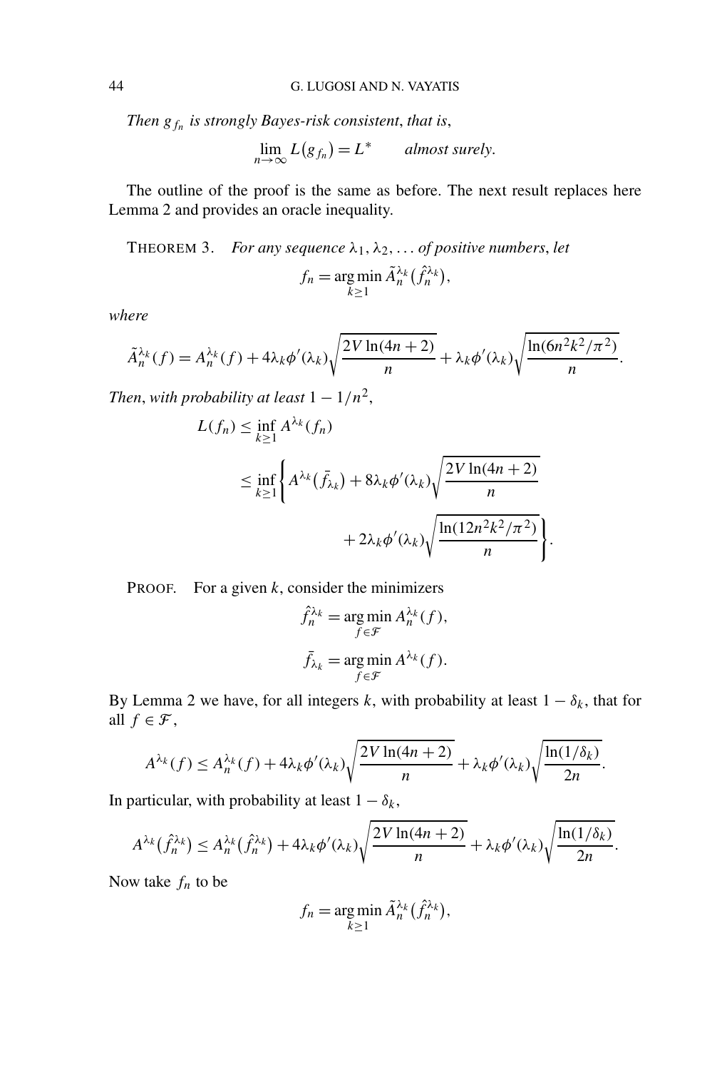*Then $g_{f_n}$ is strongly Bayes-risk consistent, that is,*

$$\lim_{n\to\infty} L(g_{f_n}) = L^* \qquad \textit{almost surely.}$$

The outline of the proof is the same as before. The next result replaces here Lemma 2 and provides an oracle inequality.

THEOREM 3. *For any sequence $\lambda_1, \lambda_2, \dots$ of positive numbers, let*

$$f_n = \operatorname*{arg\,min}_{k\geq 1} \tilde{A}_n^{\lambda_k}(\hat{f}_n^{\lambda_k}),$$

*where*

$$\tilde{A}_n^{\lambda_k}(f) = A_n^{\lambda_k}(f) + 4\lambda_k \phi'(\lambda_k)\sqrt{\frac{2V\ln(4n+2)}{n}} + \lambda_k\phi'(\lambda_k)\sqrt{\frac{\ln(6n^2k^2/\pi^2)}{n}}.$$

*Then, with probability at least $1 - 1/n^2$,*

$$\begin{aligned} L(f_n) &\leq \inf_{k\geq 1} A^{\lambda_k}(f_n) \\ &\leq \inf_{k\geq 1}\Biggl\{ A^{\lambda_k}(\bar{f}_{\lambda_k}) + 8\lambda_k\phi'(\lambda_k)\sqrt{\frac{2V\ln(4n+2)}{n}} \\ &\qquad\qquad + 2\lambda_k\phi'(\lambda_k)\sqrt{\frac{\ln(12n^2k^2/\pi^2)}{n}}\Biggr\}. \end{aligned}$$

PROOF. For a given $k$, consider the minimizers

$$\hat{f}_n^{\lambda_k} = \operatorname*{arg\,min}_{f\in\mathcal{F}} A_n^{\lambda_k}(f),$$

$$\bar{f}_{\lambda_k} = \operatorname*{arg\,min}_{f\in\mathcal{F}} A^{\lambda_k}(f).$$

By Lemma 2 we have, for all integers $k$, with probability at least $1 - \delta_k$, that for all $f \in \mathcal{F}$,

$$A^{\lambda_k}(f) \leq A_n^{\lambda_k}(f) + 4\lambda_k\phi'(\lambda_k)\sqrt{\frac{2V\ln(4n+2)}{n}} + \lambda_k\phi'(\lambda_k)\sqrt{\frac{\ln(1/\delta_k)}{2n}}.$$

In particular, with probability at least $1 - \delta_k$,

$$A^{\lambda_k}(\hat{f}_n^{\lambda_k}) \leq A_n^{\lambda_k}(\hat{f}_n^{\lambda_k}) + 4\lambda_k\phi'(\lambda_k)\sqrt{\frac{2V\ln(4n+2)}{n}} + \lambda_k\phi'(\lambda_k)\sqrt{\frac{\ln(1/\delta_k)}{2n}}.$$

Now take $f_n$ to be

$$f_n = \operatorname*{arg\,min}_{k\geq 1} \tilde{A}_n^{\lambda_k}(\hat{f}_n^{\lambda_k}),$$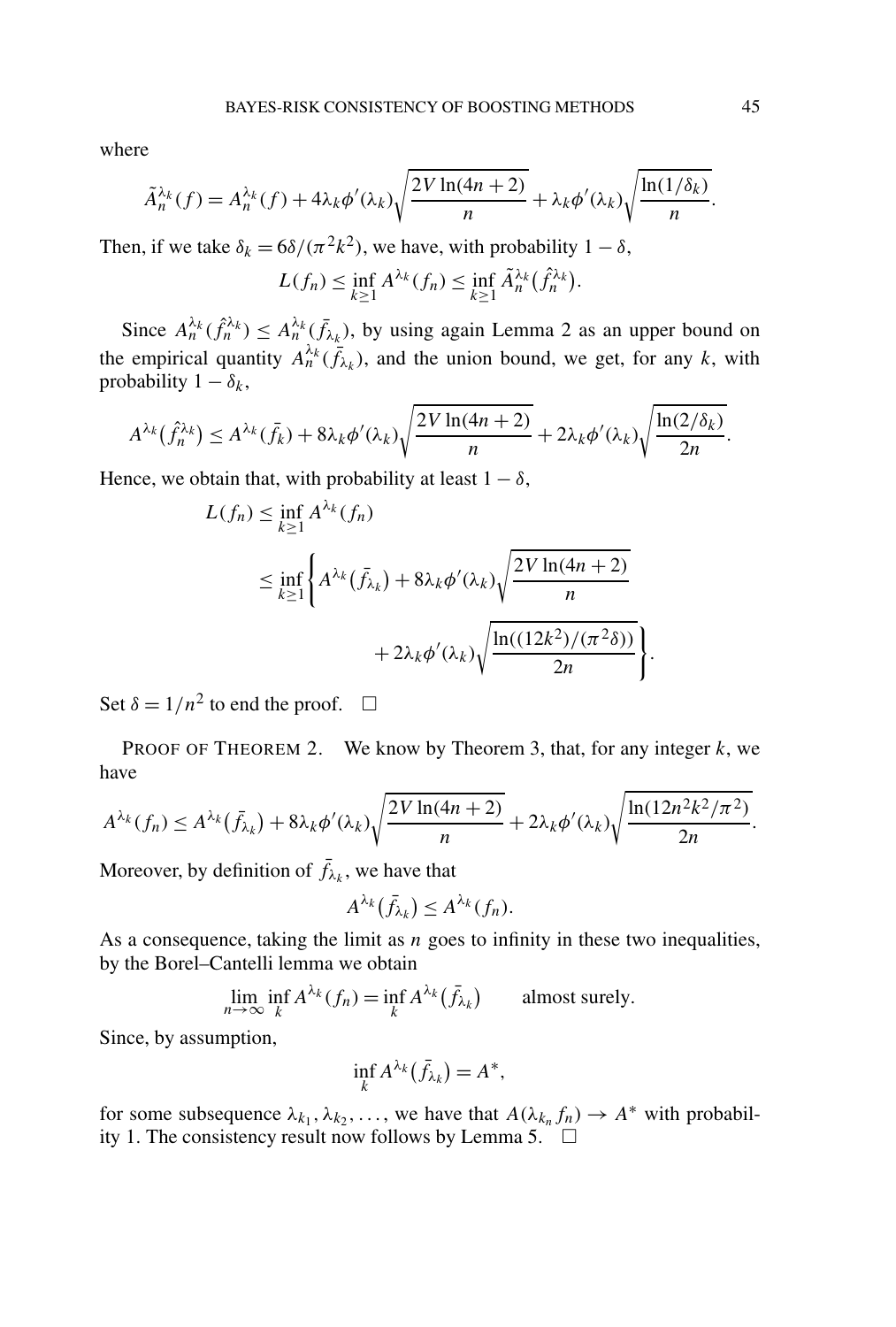where

$$\tilde{A}_n^{\lambda_k}(f) = A_n^{\lambda_k}(f) + 4\lambda_k \phi'(\lambda_k)\sqrt{\frac{2V\ln(4n+2)}{n}} + \lambda_k\phi'(\lambda_k)\sqrt{\frac{\ln(1/\delta_k)}{n}}.$$

Then, if we take $\delta_k = 6\delta/(\pi^2 k^2)$, we have, with probability $1-\delta$,

$$L(f_n) \le \inf_{k\ge 1} A^{\lambda_k}(f_n) \le \inf_{k\ge 1} \tilde{A}_n^{\lambda_k}(\hat{f}_n^{\lambda_k}).$$

Since $A_n^{\lambda_k}(\hat{f}_n^{\lambda_k}) \le A_n^{\lambda_k}(\bar{f}_{\lambda_k})$, by using again Lemma 2 as an upper bound on the empirical quantity $A_n^{\lambda_k}(\bar{f}_{\lambda_k})$, and the union bound, we get, for any $k$, with probability $1-\delta_k$,

$$A^{\lambda_k}(\hat{f}_n^{\lambda_k}) \le A^{\lambda_k}(\bar{f}_k) + 8\lambda_k\phi'(\lambda_k)\sqrt{\frac{2V\ln(4n+2)}{n}} + 2\lambda_k\phi'(\lambda_k)\sqrt{\frac{\ln(2/\delta_k)}{2n}}.$$

Hence, we obtain that, with probability at least $1-\delta$,

$$\begin{aligned}
L(f_n) &\le \inf_{k\ge 1} A^{\lambda_k}(f_n) \\
&\le \inf_{k\ge 1}\Bigg\{ A^{\lambda_k}(\bar{f}_{\lambda_k}) + 8\lambda_k\phi'(\lambda_k)\sqrt{\frac{2V\ln(4n+2)}{n}} \\
&\qquad\qquad + 2\lambda_k\phi'(\lambda_k)\sqrt{\frac{\ln((12k^2)/(\pi^2\delta))}{2n}}\Bigg\}.
\end{aligned}$$

Set $\delta = 1/n^2$ to end the proof. $\square$

PROOF OF THEOREM 2. We know by Theorem 3, that, for any integer $k$, we have

$$A^{\lambda_k}(f_n) \le A^{\lambda_k}(\bar{f}_{\lambda_k}) + 8\lambda_k\phi'(\lambda_k)\sqrt{\frac{2V\ln(4n+2)}{n}} + 2\lambda_k\phi'(\lambda_k)\sqrt{\frac{\ln(12n^2k^2/\pi^2)}{2n}}.$$

Moreover, by definition of $\bar{f}_{\lambda_k}$, we have that

$$A^{\lambda_k}(\bar{f}_{\lambda_k}) \le A^{\lambda_k}(f_n).$$

As a consequence, taking the limit as $n$ goes to infinity in these two inequalities, by the Borel–Cantelli lemma we obtain

$$\lim_{n\to\infty} \inf_k A^{\lambda_k}(f_n) = \inf_k A^{\lambda_k}(\bar{f}_{\lambda_k}) \qquad \text{almost surely.}$$

Since, by assumption,

$$\inf_k A^{\lambda_k}(\bar{f}_{\lambda_k}) = A^*,$$

for some subsequence $\lambda_{k_1}, \lambda_{k_2}, \dots$, we have that $A(\lambda_{k_n} f_n) \to A^*$ with probability 1. The consistency result now follows by Lemma 5. $\square$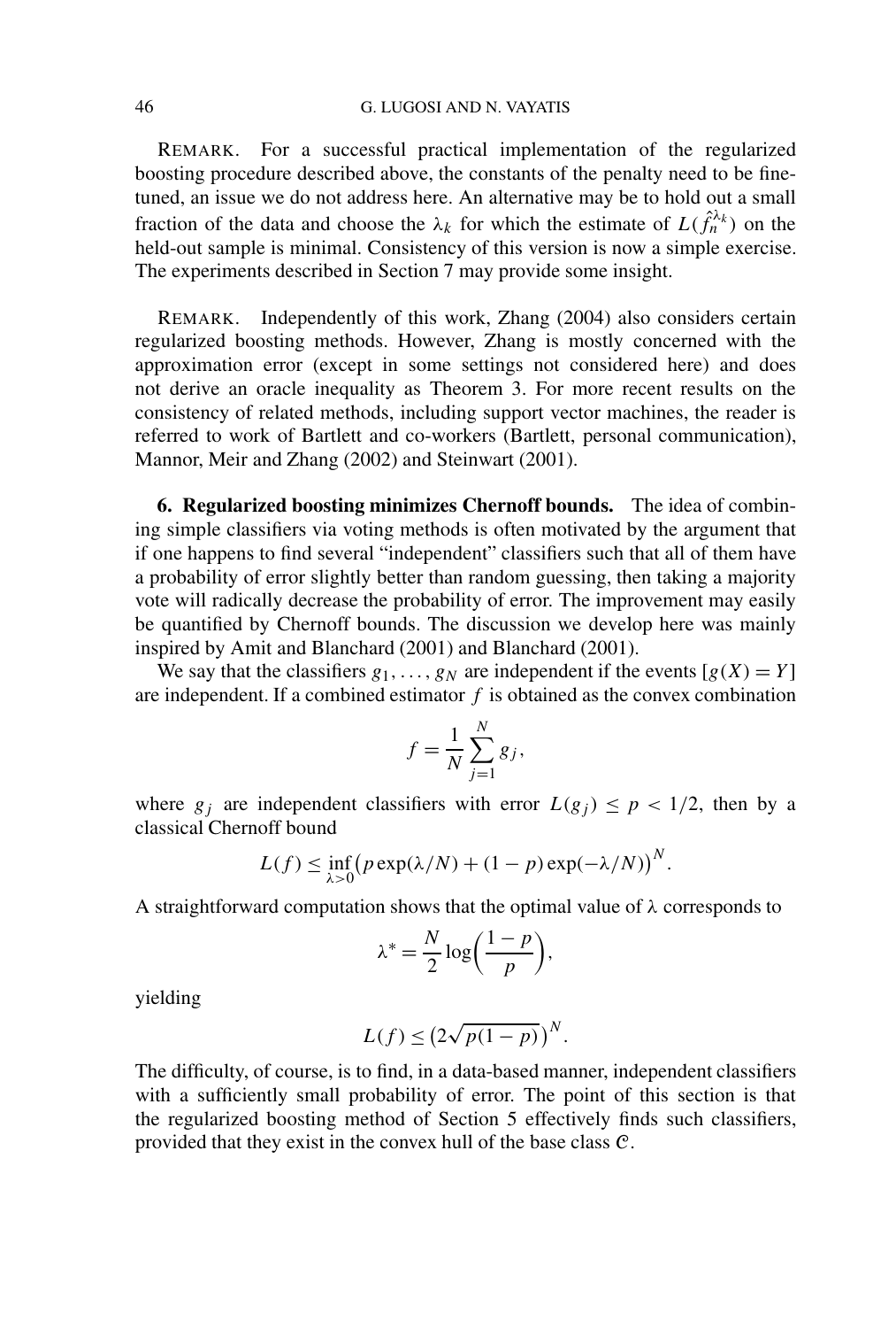REMARK. For a successful practical implementation of the regularized boosting procedure described above, the constants of the penalty need to be fine-tuned, an issue we do not address here. An alternative may be to hold out a small fraction of the data and choose the $\lambda_k$ for which the estimate of $L(\hat{f}_n^{\hat{\lambda}_k})$ on the held-out sample is minimal. Consistency of this version is now a simple exercise. The experiments described in Section 7 may provide some insight.

REMARK. Independently of this work, Zhang (2004) also considers certain regularized boosting methods. However, Zhang is mostly concerned with the approximation error (except in some settings not considered here) and does not derive an oracle inequality as Theorem 3. For more recent results on the consistency of related methods, including support vector machines, the reader is referred to work of Bartlett and co-workers (Bartlett, personal communication), Mannor, Meir and Zhang (2002) and Steinwart (2001).

## 6. Regularized boosting minimizes Chernoff bounds.

The idea of combining simple classifiers via voting methods is often motivated by the argument that if one happens to find several "independent" classifiers such that all of them have a probability of error slightly better than random guessing, then taking a majority vote will radically decrease the probability of error. The improvement may easily be quantified by Chernoff bounds. The discussion we develop here was mainly inspired by Amit and Blanchard (2001) and Blanchard (2001).

We say that the classifiers $g_1, \dots, g_N$ are independent if the events $[g(X) = Y]$ are independent. If a combined estimator $f$ is obtained as the convex combination

$$f = \frac{1}{N} \sum_{j=1}^{N} g_j,$$

where $g_j$ are independent classifiers with error $L(g_j) \le p < 1/2$, then by a classical Chernoff bound

$$L(f) \le \inf_{\lambda > 0} \bigl(p \exp(\lambda/N) + (1-p) \exp(-\lambda/N)\bigr)^N.$$

A straightforward computation shows that the optimal value of $\lambda$ corresponds to

$$\lambda^* = \frac{N}{2} \log\biggl(\frac{1-p}{p}\biggr),$$

yielding

$$L(f) \le \bigl(2\sqrt{p(1-p)}\bigr)^N.$$

The difficulty, of course, is to find, in a data-based manner, independent classifiers with a sufficiently small probability of error. The point of this section is that the regularized boosting method of Section 5 effectively finds such classifiers, provided that they exist in the convex hull of the base class $\mathcal{C}$.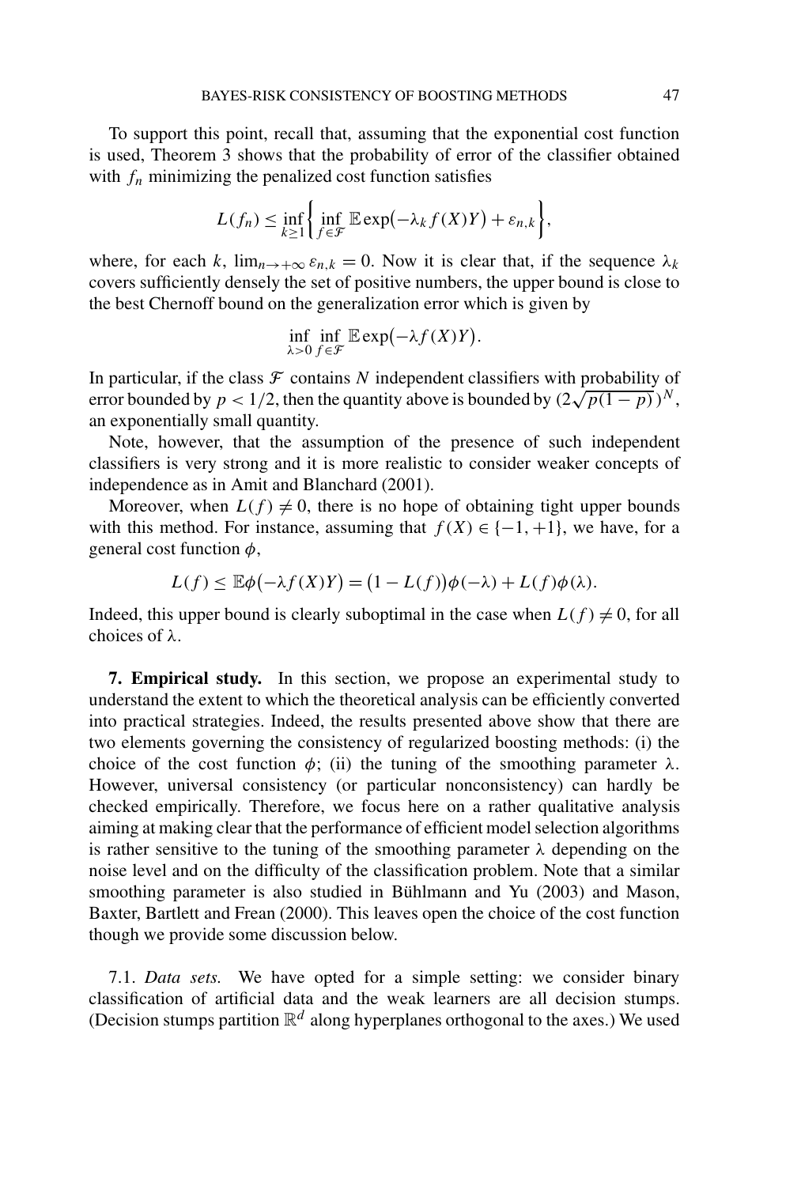To support this point, recall that, assuming that the exponential cost function is used, Theorem 3 shows that the probability of error of the classifier obtained with $f_n$ minimizing the penalized cost function satisfies

$$L(f_n) \leq \inf_{k \geq 1} \left\{ \inf_{f \in \mathcal{F}} \mathbb{E} \exp\bigl(-\lambda_k f(X) Y\bigr) + \varepsilon_{n,k} \right\},$$

where, for each $k$, $\lim_{n \to +\infty} \varepsilon_{n,k} = 0$. Now it is clear that, if the sequence $\lambda_k$ covers sufficiently densely the set of positive numbers, the upper bound is close to the best Chernoff bound on the generalization error which is given by

$$\inf_{\lambda > 0} \inf_{f \in \mathcal{F}} \mathbb{E} \exp\bigl(-\lambda f(X) Y\bigr).$$

In particular, if the class $\mathcal{F}$ contains $N$ independent classifiers with probability of error bounded by $p < 1/2$, then the quantity above is bounded by $(2\sqrt{p(1-p)})^N$, an exponentially small quantity.

Note, however, that the assumption of the presence of such independent classifiers is very strong and it is more realistic to consider weaker concepts of independence as in Amit and Blanchard (2001).

Moreover, when $L(f) \neq 0$, there is no hope of obtaining tight upper bounds with this method. For instance, assuming that $f(X) \in \{-1, +1\}$, we have, for a general cost function $\phi$,

$$L(f) \leq \mathbb{E}\phi\bigl(-\lambda f(X) Y\bigr) = \bigl(1 - L(f)\bigr)\phi(-\lambda) + L(f)\phi(\lambda).$$

Indeed, this upper bound is clearly suboptimal in the case when $L(f) \neq 0$, for all choices of $\lambda$.

## 7. Empirical study.

In this section, we propose an experimental study to understand the extent to which the theoretical analysis can be efficiently converted into practical strategies. Indeed, the results presented above show that there are two elements governing the consistency of regularized boosting methods: (i) the choice of the cost function $\phi$; (ii) the tuning of the smoothing parameter $\lambda$. However, universal consistency (or particular nonconsistency) can hardly be checked empirically. Therefore, we focus here on a rather qualitative analysis aiming at making clear that the performance of efficient model selection algorithms is rather sensitive to the tuning of the smoothing parameter $\lambda$ depending on the noise level and on the difficulty of the classification problem. Note that a similar smoothing parameter is also studied in Bühlmann and Yu (2003) and Mason, Baxter, Bartlett and Frean (2000). This leaves open the choice of the cost function though we provide some discussion below.

### 7.1. *Data sets.*

We have opted for a simple setting: we consider binary classification of artificial data and the weak learners are all decision stumps. (Decision stumps partition $\mathbb{R}^d$ along hyperplanes orthogonal to the axes.) We used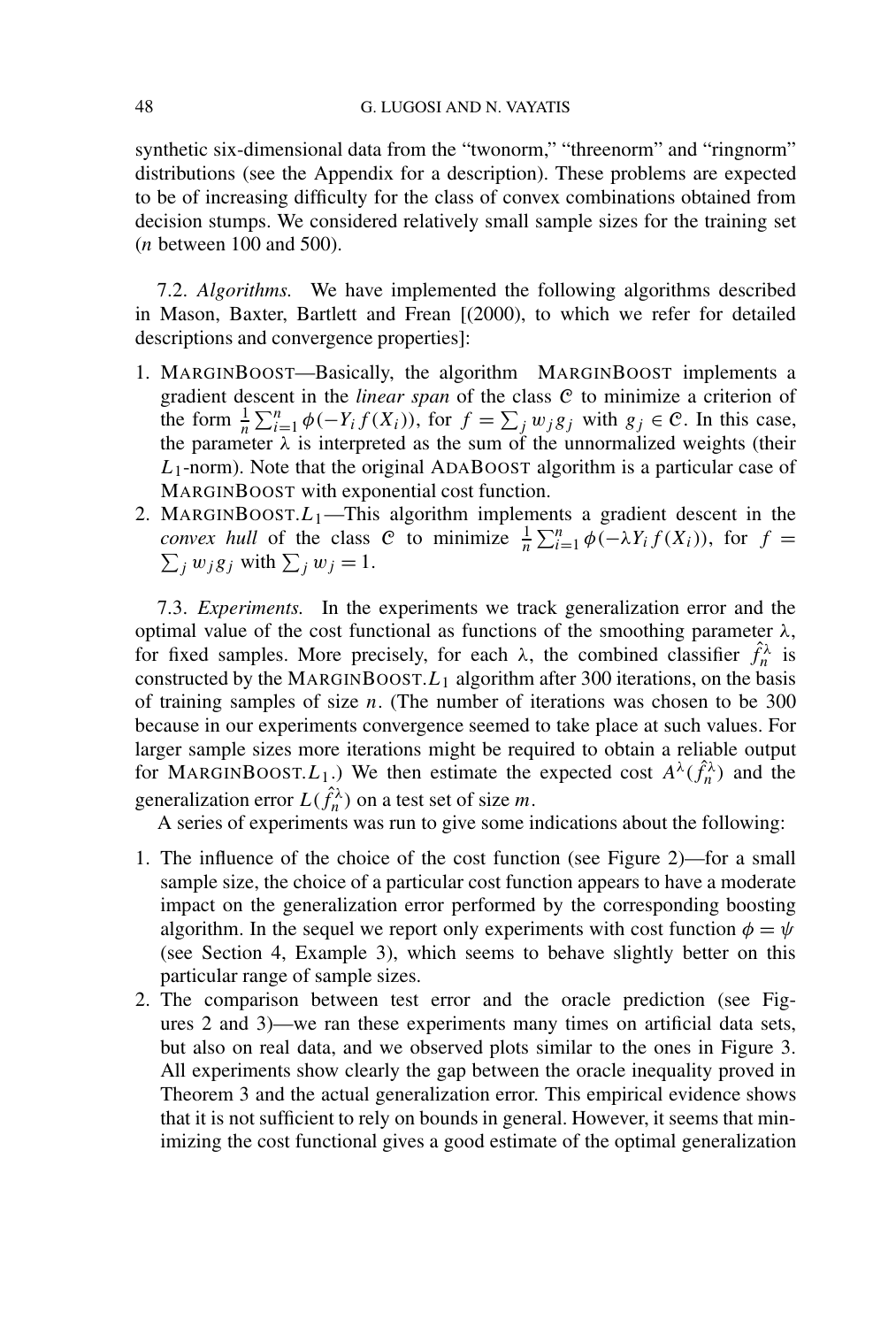synthetic six-dimensional data from the "twonorm," "threenorm" and "ringnorm" distributions (see the Appendix for a description). These problems are expected to be of increasing difficulty for the class of convex combinations obtained from decision stumps. We considered relatively small sample sizes for the training set ($n$ between 100 and 500).

7.2. *Algorithms.* We have implemented the following algorithms described in Mason, Baxter, Bartlett and Frean [(2000), to which we refer for detailed descriptions and convergence properties]:

1. MARGINBOOST—Basically, the algorithm MARGINBOOST implements a gradient descent in the *linear span* of the class $\mathcal{C}$ to minimize a criterion of the form $\frac{1}{n}\sum_{i=1}^{n}\phi(-Y_i f(X_i))$, for $f = \sum_j w_j g_j$ with $g_j \in \mathcal{C}$. In this case, the parameter $\lambda$ is interpreted as the sum of the unnormalized weights (their $L_1$-norm). Note that the original ADABOOST algorithm is a particular case of MARGINBOOST with exponential cost function.
2. MARGINBOOST.$L_1$—This algorithm implements a gradient descent in the *convex hull* of the class $\mathcal{C}$ to minimize $\frac{1}{n}\sum_{i=1}^{n}\phi(-\lambda Y_i f(X_i))$, for $f = \sum_j w_j g_j$ with $\sum_j w_j = 1$.

7.3. *Experiments.* In the experiments we track generalization error and the optimal value of the cost functional as functions of the smoothing parameter $\lambda$, for fixed samples. More precisely, for each $\lambda$, the combined classifier $\hat{f}_n^\lambda$ is constructed by the MARGINBOOST.$L_1$ algorithm after 300 iterations, on the basis of training samples of size $n$. (The number of iterations was chosen to be 300 because in our experiments convergence seemed to take place at such values. For larger sample sizes more iterations might be required to obtain a reliable output for MARGINBOOST.$L_1$.) We then estimate the expected cost $A^\lambda(\hat{f}_n^\lambda)$ and the generalization error $L(\hat{f}_n^\lambda)$ on a test set of size $m$.

A series of experiments was run to give some indications about the following:

1. The influence of the choice of the cost function (see Figure 2)—for a small sample size, the choice of a particular cost function appears to have a moderate impact on the generalization error performed by the corresponding boosting algorithm. In the sequel we report only experiments with cost function $\phi = \psi$ (see Section 4, Example 3), which seems to behave slightly better on this particular range of sample sizes.
2. The comparison between test error and the oracle prediction (see Figures 2 and 3)—we ran these experiments many times on artificial data sets, but also on real data, and we observed plots similar to the ones in Figure 3. All experiments show clearly the gap between the oracle inequality proved in Theorem 3 and the actual generalization error. This empirical evidence shows that it is not sufficient to rely on bounds in general. However, it seems that minimizing the cost functional gives a good estimate of the optimal generalization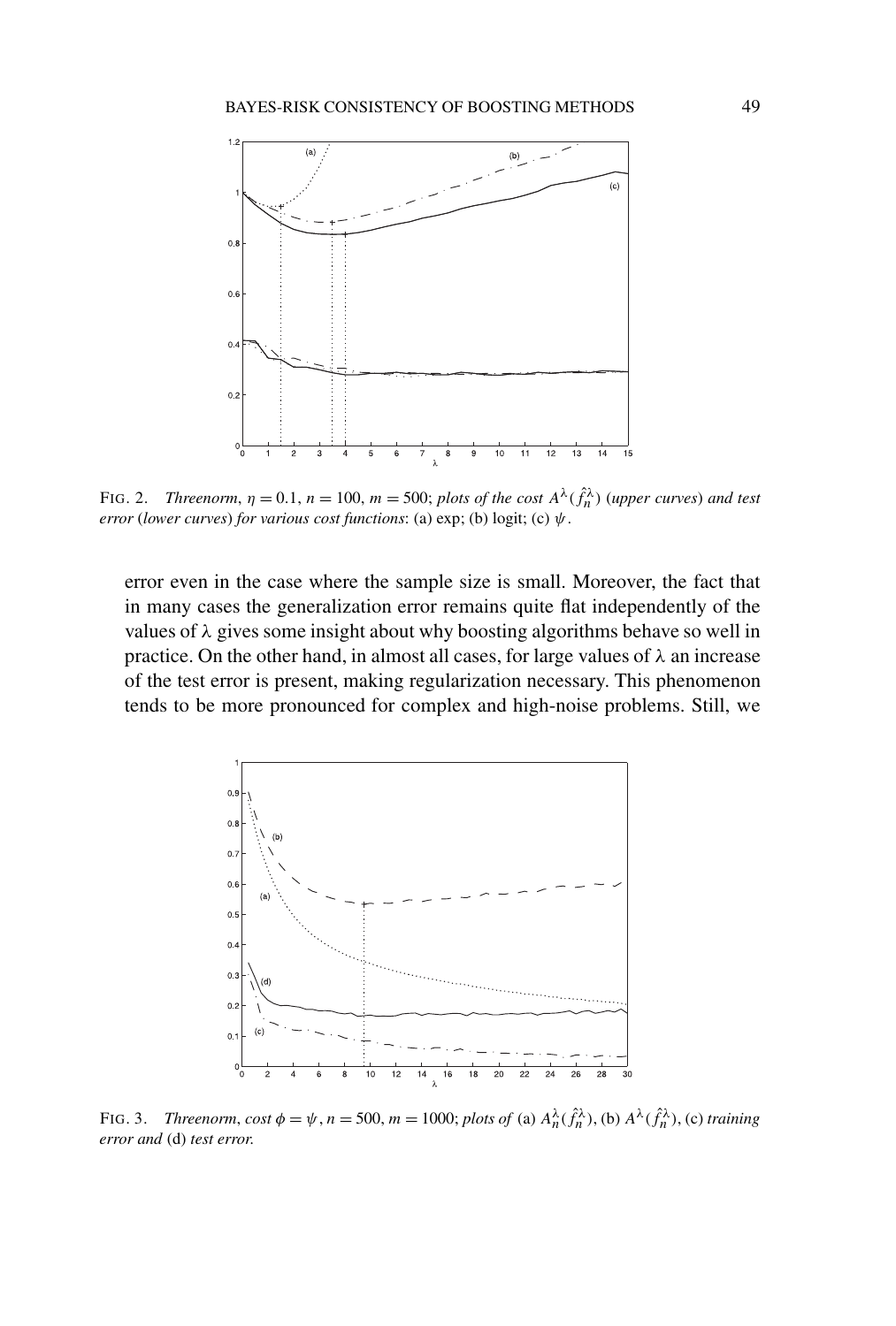FIG. 2. *Threenorm*, $\eta = 0.1$, $n = 100$, $m = 500$; *plots of the cost* $A^{\lambda}(\hat{f}_n^{\lambda})$ (*upper curves*) *and test error* (*lower curves*) *for various cost functions*: (a) exp; (b) logit; (c) $\psi$.

error even in the case where the sample size is small. Moreover, the fact that in many cases the generalization error remains quite flat independently of the values of $\lambda$ gives some insight about why boosting algorithms behave so well in practice. On the other hand, in almost all cases, for large values of $\lambda$ an increase of the test error is present, making regularization necessary. This phenomenon tends to be more pronounced for complex and high-noise problems. Still, we

FIG. 3. *Threenorm, cost* $\phi = \psi$, $n = 500$, $m = 1000$; *plots of* (a) $A_n^{\lambda}(\hat{f}_n^{\lambda})$, (b) $A^{\lambda}(\hat{f}_n^{\lambda})$, (c) *training error and* (d) *test error.*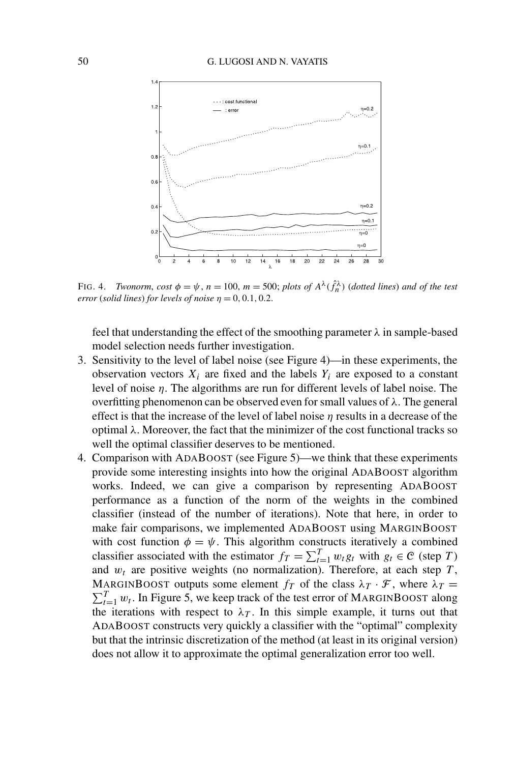FIG. 4. *Twonorm, cost* $\phi = \psi$, $n = 100$, $m = 500$; *plots of* $A^{\lambda}(\hat{f}_n^{\hat{\lambda}})$ (*dotted lines*) *and of the test error* (*solid lines*) *for levels of noise* $\eta = 0, 0.1, 0.2$.

feel that understanding the effect of the smoothing parameter $\lambda$ in sample-based model selection needs further investigation.

3. Sensitivity to the level of label noise (see Figure 4)—in these experiments, the observation vectors $X_i$ are fixed and the labels $Y_i$ are exposed to a constant level of noise $\eta$. The algorithms are run for different levels of label noise. The overfitting phenomenon can be observed even for small values of $\lambda$. The general effect is that the increase of the level of label noise $\eta$ results in a decrease of the optimal $\lambda$. Moreover, the fact that the minimizer of the cost functional tracks so well the optimal classifier deserves to be mentioned.
4. Comparison with ADABOOST (see Figure 5)—we think that these experiments provide some interesting insights into how the original ADABOOST algorithm works. Indeed, we can give a comparison by representing ADABOOST performance as a function of the norm of the weights in the combined classifier (instead of the number of iterations). Note that here, in order to make fair comparisons, we implemented ADABOOST using MARGINBOOST with cost function $\phi = \psi$. This algorithm constructs iteratively a combined classifier associated with the estimator $f_T = \sum_{t=1}^{T} w_t g_t$ with $g_t \in \mathcal{C}$ (step $T$) and $w_t$ are positive weights (no normalization). Therefore, at each step $T$, MARGINBOOST outputs some element $f_T$ of the class $\lambda_T \cdot \mathcal{F}$, where $\lambda_T = \sum_{t=1}^{T} w_t$. In Figure 5, we keep track of the test error of MARGINBOOST along the iterations with respect to $\lambda_T$. In this simple example, it turns out that ADABOOST constructs very quickly a classifier with the "optimal" complexity but that the intrinsic discretization of the method (at least in its original version) does not allow it to approximate the optimal generalization error too well.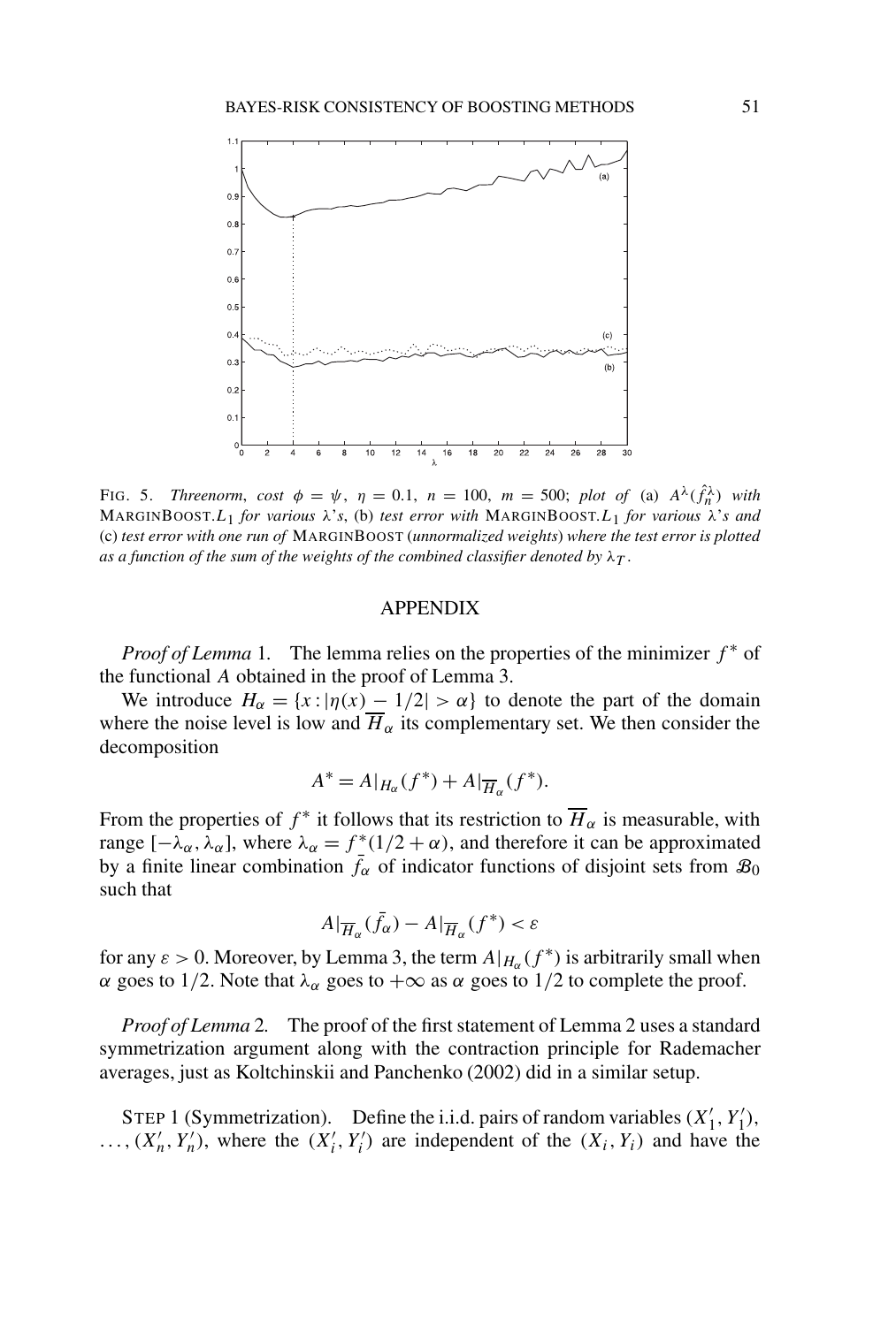FIG. 5. *Threenorm, cost $\phi = \psi$, $\eta = 0.1$, $n = 100$, $m = 500$; plot of* (a) $A^{\lambda}(\hat{f}_n^{\lambda})$ *with* MARGINBOOST.$L_1$ *for various $\lambda$'s*, (b) *test error with* MARGINBOOST.$L_1$ *for various $\lambda$'s and* (c) *test error with one run of* MARGINBOOST (*unnormalized weights*) *where the test error is plotted as a function of the sum of the weights of the combined classifier denoted by $\lambda_T$.*

## APPENDIX

*Proof of Lemma* 1. The lemma relies on the properties of the minimizer $f^*$ of the functional $A$ obtained in the proof of Lemma 3.

We introduce $H_\alpha = \{x : |\eta(x) - 1/2| > \alpha\}$ to denote the part of the domain where the noise level is low and $\overline{H}_\alpha$ its complementary set. We then consider the decomposition

$$A^* = A|_{H_\alpha}(f^*) + A|_{\overline{H}_\alpha}(f^*).$$

From the properties of $f^*$ it follows that its restriction to $\overline{H}_\alpha$ is measurable, with range $[-\lambda_\alpha, \lambda_\alpha]$, where $\lambda_\alpha = f^*(1/2 + \alpha)$, and therefore it can be approximated by a finite linear combination $\bar{f}_\alpha$ of indicator functions of disjoint sets from $\mathcal{B}_0$ such that

$$A|_{\overline{H}_\alpha}(\bar{f}_\alpha) - A|_{\overline{H}_\alpha}(f^*) < \varepsilon$$

for any $\varepsilon > 0$. Moreover, by Lemma 3, the term $A|_{H_\alpha}(f^*)$ is arbitrarily small when $\alpha$ goes to $1/2$. Note that $\lambda_\alpha$ goes to $+\infty$ as $\alpha$ goes to $1/2$ to complete the proof.

*Proof of Lemma* 2. The proof of the first statement of Lemma 2 uses a standard symmetrization argument along with the contraction principle for Rademacher averages, just as Koltchinskii and Panchenko (2002) did in a similar setup.

STEP 1 (Symmetrization). Define the i.i.d. pairs of random variables $(X_1', Y_1'), \ldots, (X_n', Y_n')$, where the $(X_i', Y_i')$ are independent of the $(X_i, Y_i)$ and have the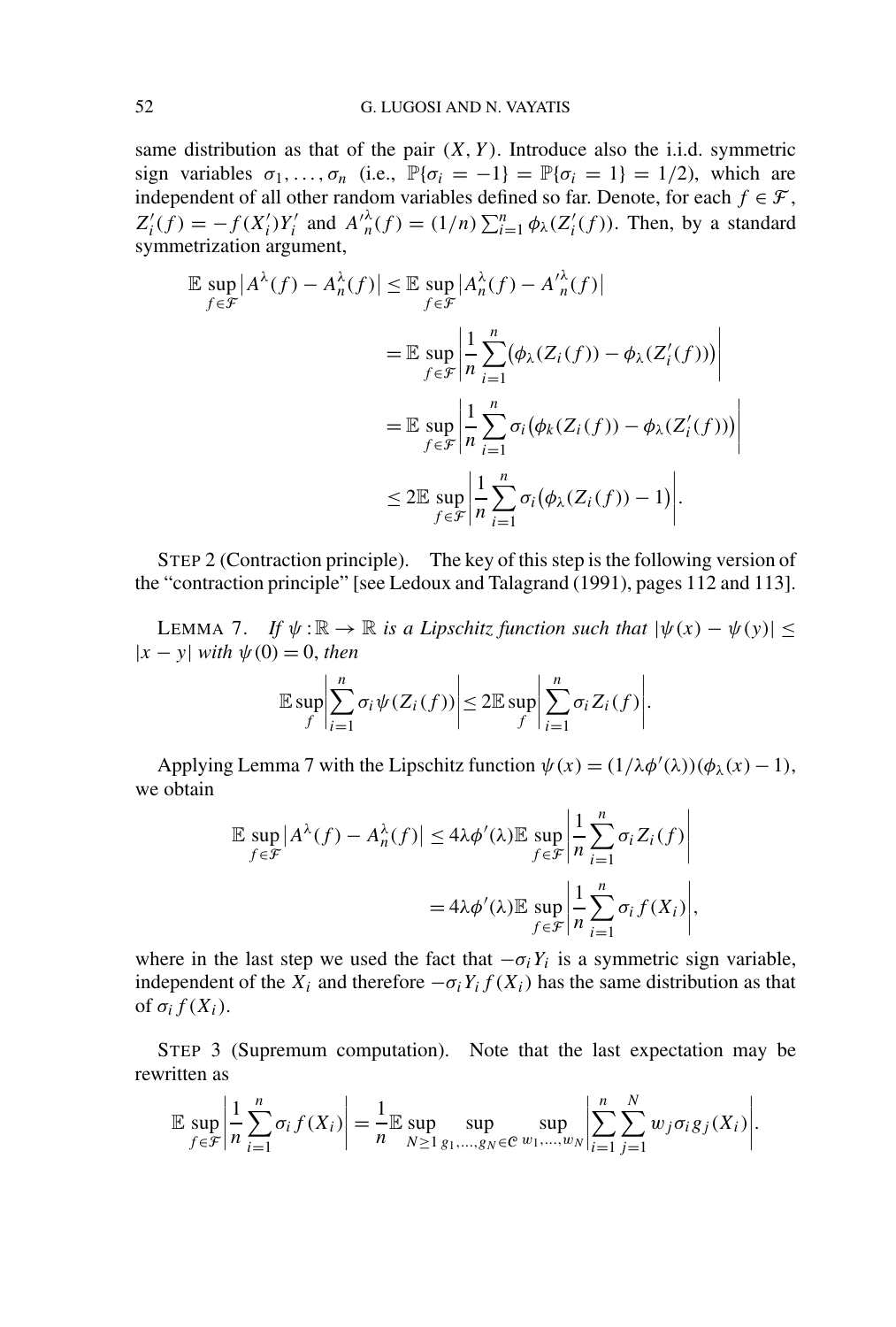same distribution as that of the pair $(X, Y)$. Introduce also the i.i.d. symmetric sign variables $\sigma_1, \dots, \sigma_n$ (i.e., $\mathbb{P}\{\sigma_i = -1\} = \mathbb{P}\{\sigma_i = 1\} = 1/2$), which are independent of all other random variables defined so far. Denote, for each $f \in \mathcal{F}$, $Z_i'(f) = -f(X_i')Y_i'$ and $A'^{\lambda}_n(f) = (1/n)\sum_{i=1}^n \phi_\lambda(Z_i'(f))$. Then, by a standard symmetrization argument,

$$
\begin{aligned}
\mathbb{E}\sup_{f\in\mathcal{F}}\left|A^\lambda(f) - A_n^\lambda(f)\right| &\le \mathbb{E}\sup_{f\in\mathcal{F}}\left|A_n^\lambda(f) - A'^{\lambda}_n(f)\right| \\
&= \mathbb{E}\sup_{f\in\mathcal{F}}\left|\frac{1}{n}\sum_{i=1}^n \big(\phi_\lambda(Z_i(f)) - \phi_\lambda(Z_i'(f))\big)\right| \\
&= \mathbb{E}\sup_{f\in\mathcal{F}}\left|\frac{1}{n}\sum_{i=1}^n \sigma_i\big(\phi_k(Z_i(f)) - \phi_\lambda(Z_i'(f))\big)\right| \\
&\le 2\mathbb{E}\sup_{f\in\mathcal{F}}\left|\frac{1}{n}\sum_{i=1}^n \sigma_i\big(\phi_\lambda(Z_i(f)) - 1\big)\right|.
\end{aligned}
$$

STEP 2 (Contraction principle). The key of this step is the following version of the "contraction principle" [see Ledoux and Talagrand (1991), pages 112 and 113].

LEMMA 7. *If $\psi : \mathbb{R} \to \mathbb{R}$ is a Lipschitz function such that $|\psi(x) - \psi(y)| \le |x - y|$ with $\psi(0) = 0$, then*

$$
\mathbb{E}\sup_f\left|\sum_{i=1}^n \sigma_i \psi(Z_i(f))\right| \le 2\mathbb{E}\sup_f\left|\sum_{i=1}^n \sigma_i Z_i(f)\right|.
$$

Applying Lemma 7 with the Lipschitz function $\psi(x) = (1/\lambda\phi'(\lambda))(\phi_\lambda(x) - 1)$, we obtain

$$
\begin{aligned}
\mathbb{E}\sup_{f\in\mathcal{F}}\left|A^\lambda(f) - A_n^\lambda(f)\right| &\le 4\lambda\phi'(\lambda)\mathbb{E}\sup_{f\in\mathcal{F}}\left|\frac{1}{n}\sum_{i=1}^n \sigma_i Z_i(f)\right| \\
&= 4\lambda\phi'(\lambda)\mathbb{E}\sup_{f\in\mathcal{F}}\left|\frac{1}{n}\sum_{i=1}^n \sigma_i f(X_i)\right|,
\end{aligned}
$$

where in the last step we used the fact that $-\sigma_i Y_i$ is a symmetric sign variable, independent of the $X_i$ and therefore $-\sigma_i Y_i f(X_i)$ has the same distribution as that of $\sigma_i f(X_i)$.

STEP 3 (Supremum computation). Note that the last expectation may be rewritten as

$$
\mathbb{E}\sup_{f\in\mathcal{F}}\left|\frac{1}{n}\sum_{i=1}^n \sigma_i f(X_i)\right| = \frac{1}{n}\mathbb{E}\sup_{N\ge 1}\sup_{g_1,\dots,g_N\in\mathcal{C}}\sup_{w_1,\dots,w_N}\left|\sum_{i=1}^n\sum_{j=1}^N w_j\sigma_i g_j(X_i)\right|.
$$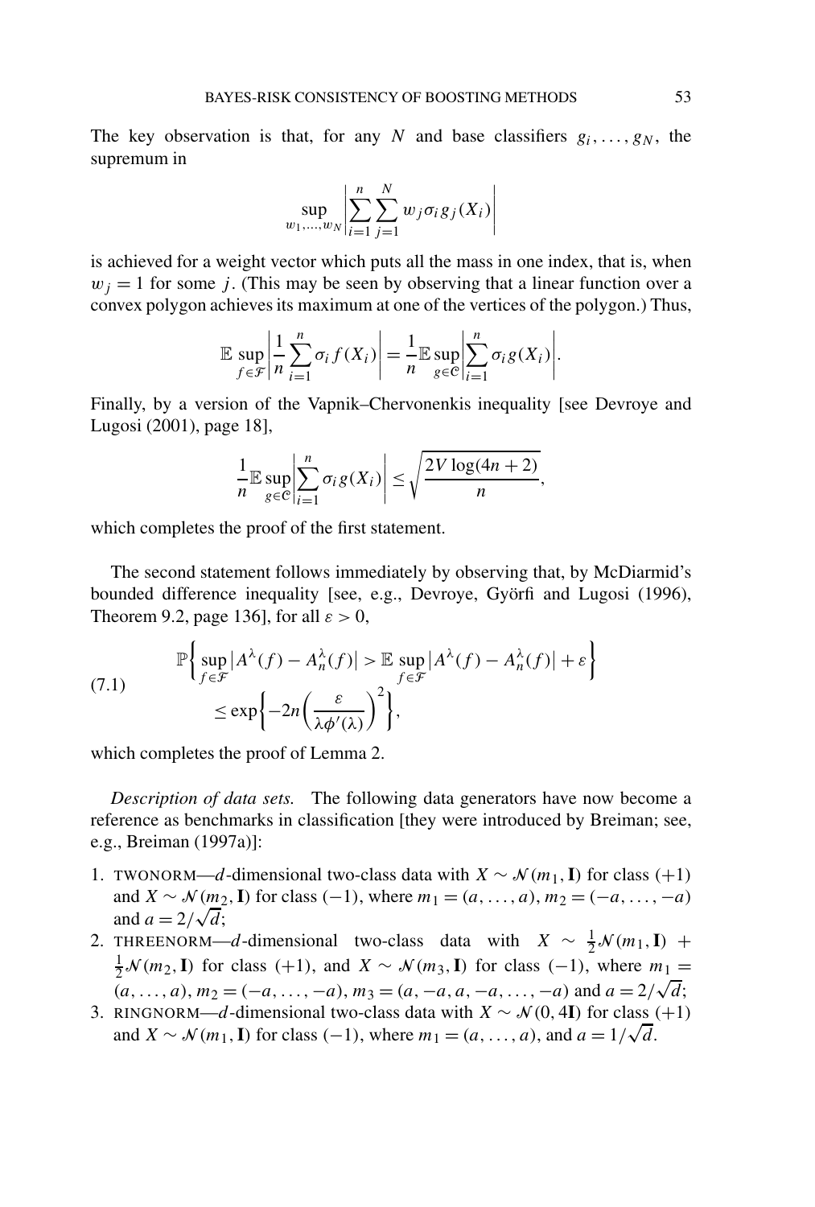The key observation is that, for any $N$ and base classifiers $g_i, \dots, g_N$, the supremum in

$$\sup_{w_1,\dots,w_N} \left| \sum_{i=1}^{n} \sum_{j=1}^{N} w_j \sigma_i g_j(X_i) \right|$$

is achieved for a weight vector which puts all the mass in one index, that is, when $w_j = 1$ for some $j$. (This may be seen by observing that a linear function over a convex polygon achieves its maximum at one of the vertices of the polygon.) Thus,

$$\mathbb{E} \sup_{f \in \mathcal{F}} \left| \frac{1}{n} \sum_{i=1}^{n} \sigma_i f(X_i) \right| = \frac{1}{n} \mathbb{E} \sup_{g \in \mathcal{C}} \left| \sum_{i=1}^{n} \sigma_i g(X_i) \right|.$$

Finally, by a version of the Vapnik–Chervonenkis inequality [see Devroye and Lugosi (2001), page 18],

$$\frac{1}{n} \mathbb{E} \sup_{g \in \mathcal{C}} \left| \sum_{i=1}^{n} \sigma_i g(X_i) \right| \le \sqrt{\frac{2V \log(4n+2)}{n}},$$

which completes the proof of the first statement.

The second statement follows immediately by observing that, by McDiarmid's bounded difference inequality [see, e.g., Devroye, Györfi and Lugosi (1996), Theorem 9.2, page 136], for all $\varepsilon > 0$,

$$\begin{aligned} \mathbb{P}\left\{ \sup_{f \in \mathcal{F}} \left| A^{\lambda}(f) - A_n^{\lambda}(f) \right| > \mathbb{E} \sup_{f \in \mathcal{F}} \left| A^{\lambda}(f) - A_n^{\lambda}(f) \right| + \varepsilon \right\} \\ \le \exp\left\{ -2n \left( \frac{\varepsilon}{\lambda \phi'(\lambda)} \right)^2 \right\}, \end{aligned} \tag{7.1}$$

which completes the proof of Lemma 2.

*Description of data sets.* The following data generators have now become a reference as benchmarks in classification [they were introduced by Breiman; see, e.g., Breiman (1997a)]:

1. TWONORM—$d$-dimensional two-class data with $X \sim \mathcal{N}(m_1, \mathbf{I})$ for class $(+1)$ and $X \sim \mathcal{N}(m_2, \mathbf{I})$ for class $(-1)$, where $m_1 = (a, \dots, a)$, $m_2 = (-a, \dots, -a)$ and $a = 2/\sqrt{d}$;
2. THREENORM—$d$-dimensional two-class data with $X \sim \frac{1}{2}\mathcal{N}(m_1, \mathbf{I}) + \frac{1}{2}\mathcal{N}(m_2, \mathbf{I})$ for class $(+1)$, and $X \sim \mathcal{N}(m_3, \mathbf{I})$ for class $(-1)$, where $m_1 = (a, \dots, a)$, $m_2 = (-a, \dots, -a)$, $m_3 = (a, -a, a, -a, \dots, -a)$ and $a = 2/\sqrt{d}$;
3. RINGNORM—$d$-dimensional two-class data with $X \sim \mathcal{N}(0, 4\mathbf{I})$ for class $(+1)$ and $X \sim \mathcal{N}(m_1, \mathbf{I})$ for class $(-1)$, where $m_1 = (a, \dots, a)$, and $a = 1/\sqrt{d}$.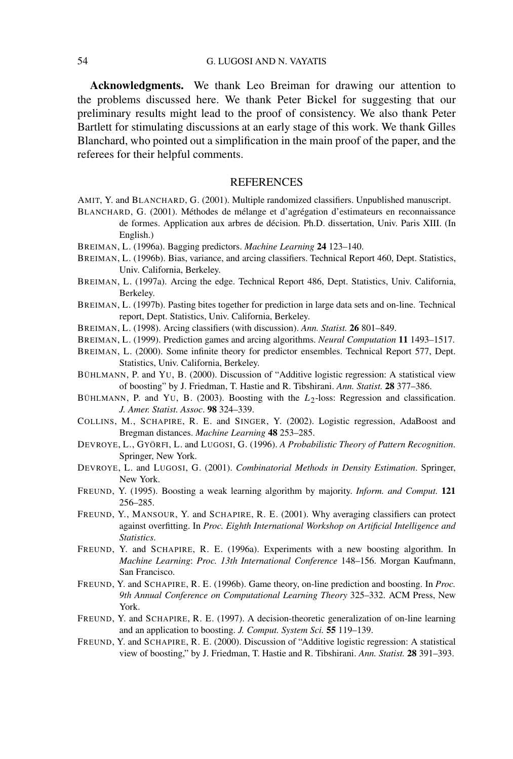**Acknowledgments.** We thank Leo Breiman for drawing our attention to the problems discussed here. We thank Peter Bickel for suggesting that our preliminary results might lead to the proof of consistency. We also thank Peter Bartlett for stimulating discussions at an early stage of this work. We thank Gilles Blanchard, who pointed out a simplification in the main proof of the paper, and the referees for their helpful comments.

## REFERENCES

AMIT, Y. and BLANCHARD, G. (2001). Multiple randomized classifiers. Unpublished manuscript.

BLANCHARD, G. (2001). Méthodes de mélange et d'agrégation d'estimateurs en reconnaissance de formes. Application aux arbres de décision. Ph.D. dissertation, Univ. Paris XIII. (In English.)

BREIMAN, L. (1996a). Bagging predictors. *Machine Learning* **24** 123–140.

BREIMAN, L. (1996b). Bias, variance, and arcing classifiers. Technical Report 460, Dept. Statistics, Univ. California, Berkeley.

BREIMAN, L. (1997a). Arcing the edge. Technical Report 486, Dept. Statistics, Univ. California, Berkeley.

BREIMAN, L. (1997b). Pasting bites together for prediction in large data sets and on-line. Technical report, Dept. Statistics, Univ. California, Berkeley.

BREIMAN, L. (1998). Arcing classifiers (with discussion). *Ann. Statist.* **26** 801–849.

BREIMAN, L. (1999). Prediction games and arcing algorithms. *Neural Computation* **11** 1493–1517.

BREIMAN, L. (2000). Some infinite theory for predictor ensembles. Technical Report 577, Dept. Statistics, Univ. California, Berkeley.

BÜHLMANN, P. and YU, B. (2000). Discussion of "Additive logistic regression: A statistical view of boosting" by J. Friedman, T. Hastie and R. Tibshirani. *Ann. Statist.* **28** 377–386.

BÜHLMANN, P. and YU, B. (2003). Boosting with the $L_2$-loss: Regression and classification. *J. Amer. Statist. Assoc*. **98** 324–339.

COLLINS, M., SCHAPIRE, R. E. and SINGER, Y. (2002). Logistic regression, AdaBoost and Bregman distances. *Machine Learning* **48** 253–285.

DEVROYE, L., GYÖRFI, L. and LUGOSI, G. (1996). *A Probabilistic Theory of Pattern Recognition*. Springer, New York.

DEVROYE, L. and LUGOSI, G. (2001). *Combinatorial Methods in Density Estimation*. Springer, New York.

FREUND, Y. (1995). Boosting a weak learning algorithm by majority. *Inform. and Comput.* **121** 256–285.

FREUND, Y., MANSOUR, Y. and SCHAPIRE, R. E. (2001). Why averaging classifiers can protect against overfitting. In *Proc. Eighth International Workshop on Artificial Intelligence and Statistics*.

FREUND, Y. and SCHAPIRE, R. E. (1996a). Experiments with a new boosting algorithm. In *Machine Learning*: *Proc. 13th International Conference* 148–156. Morgan Kaufmann, San Francisco.

FREUND, Y. and SCHAPIRE, R. E. (1996b). Game theory, on-line prediction and boosting. In *Proc. 9th Annual Conference on Computational Learning Theory* 325–332. ACM Press, New York.

FREUND, Y. and SCHAPIRE, R. E. (1997). A decision-theoretic generalization of on-line learning and an application to boosting. *J. Comput. System Sci.* **55** 119–139.

FREUND, Y. and SCHAPIRE, R. E. (2000). Discussion of "Additive logistic regression: A statistical view of boosting," by J. Friedman, T. Hastie and R. Tibshirani. *Ann. Statist.* **28** 391–393.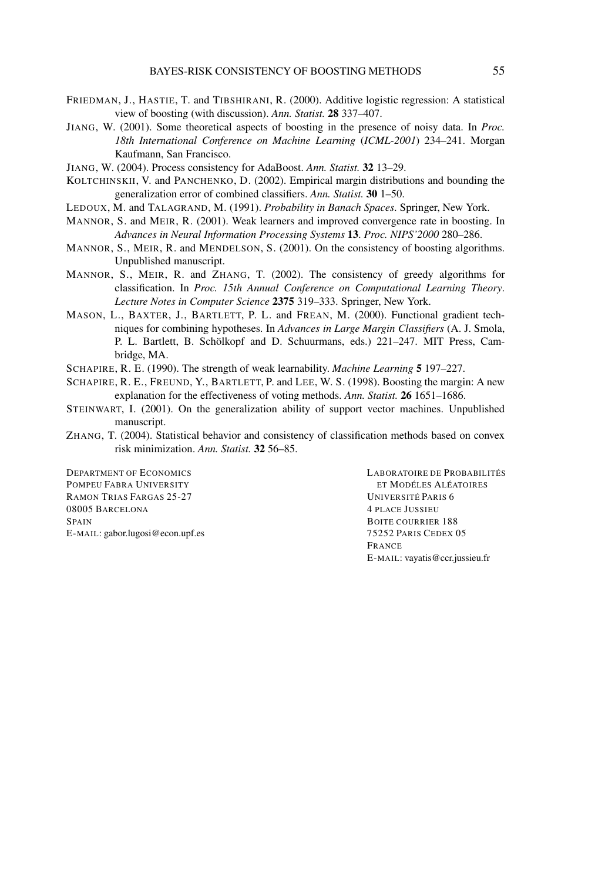FRIEDMAN, J., HASTIE, T. and TIBSHIRANI, R. (2000). Additive logistic regression: A statistical view of boosting (with discussion). *Ann. Statist.* **28** 337–407.

JIANG, W. (2001). Some theoretical aspects of boosting in the presence of noisy data. In *Proc. 18th International Conference on Machine Learning* (*ICML-2001*) 234–241. Morgan Kaufmann, San Francisco.

JIANG, W. (2004). Process consistency for AdaBoost. *Ann. Statist.* **32** 13–29.

KOLTCHINSKII, V. and PANCHENKO, D. (2002). Empirical margin distributions and bounding the generalization error of combined classifiers. *Ann. Statist.* **30** 1–50.

LEDOUX, M. and TALAGRAND, M. (1991). *Probability in Banach Spaces*. Springer, New York.

MANNOR, S. and MEIR, R. (2001). Weak learners and improved convergence rate in boosting. In *Advances in Neural Information Processing Systems* **13**. *Proc. NIPS'2000* 280–286.

MANNOR, S., MEIR, R. and MENDELSON, S. (2001). On the consistency of boosting algorithms. Unpublished manuscript.

MANNOR, S., MEIR, R. and ZHANG, T. (2002). The consistency of greedy algorithms for classification. In *Proc. 15th Annual Conference on Computational Learning Theory*. *Lecture Notes in Computer Science* **2375** 319–333. Springer, New York.

MASON, L., BAXTER, J., BARTLETT, P. L. and FREAN, M. (2000). Functional gradient techniques for combining hypotheses. In *Advances in Large Margin Classifiers* (A. J. Smola, P. L. Bartlett, B. Schölkopf and D. Schuurmans, eds.) 221–247. MIT Press, Cambridge, MA.

SCHAPIRE, R. E. (1990). The strength of weak learnability. *Machine Learning* **5** 197–227.

SCHAPIRE, R. E., FREUND, Y., BARTLETT, P. and LEE, W. S. (1998). Boosting the margin: A new explanation for the effectiveness of voting methods. *Ann. Statist.* **26** 1651–1686.

STEINWART, I. (2001). On the generalization ability of support vector machines. Unpublished manuscript.

ZHANG, T. (2004). Statistical behavior and consistency of classification methods based on convex risk minimization. *Ann. Statist.* **32** 56–85.

DEPARTMENT OF ECONOMICS
POMPEU FABRA UNIVERSITY
RAMON TRIAS FARGAS 25-27
08005 BARCELONA
SPAIN
E-MAIL: gabor.lugosi@econ.upf.es

LABORATOIRE DE PROBABILITÉS
ET MODÉLES ALÉATOIRES
UNIVERSITÉ PARIS 6
4 PLACE JUSSIEU
BOITE COURRIER 188
75252 PARIS CEDEX 05
FRANCE
E-MAIL: vayatis@ccr.jussieu.fr